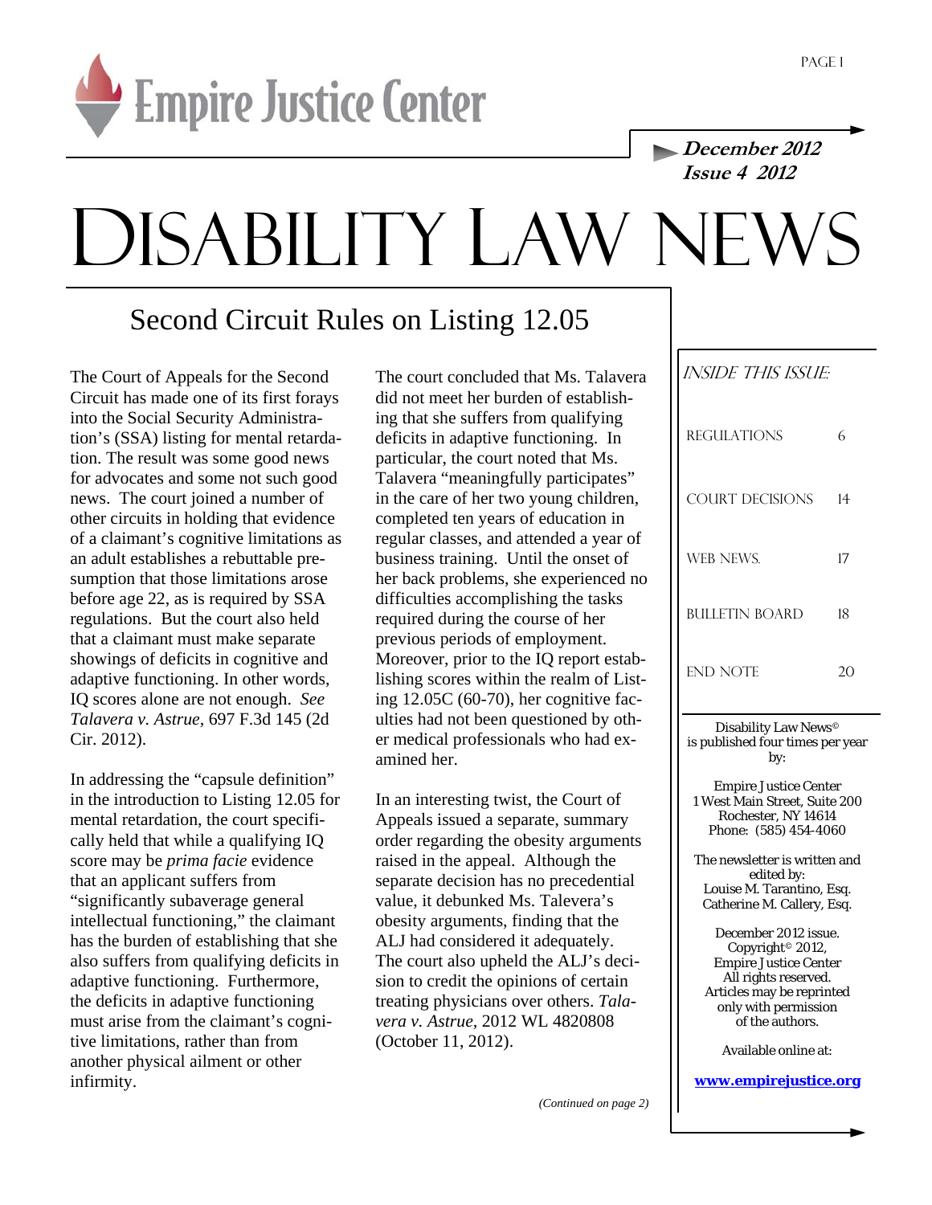Empire Justice Center

***December 2012***
***Issue 4 2012***

# Disability Law News

## Second Circuit Rules on Listing 12.05

The Court of Appeals for the Second Circuit has made one of its first forays into the Social Security Administration's (SSA) listing for mental retardation. The result was some good news for advocates and some not such good news. The court joined a number of other circuits in holding that evidence of a claimant's cognitive limitations as an adult establishes a rebuttable presumption that those limitations arose before age 22, as is required by SSA regulations. But the court also held that a claimant must make separate showings of deficits in cognitive and adaptive functioning. In other words, IQ scores alone are not enough. *See Talavera v. Astrue*, 697 F.3d 145 (2d Cir. 2012).

In addressing the "capsule definition" in the introduction to Listing 12.05 for mental retardation, the court specifically held that while a qualifying IQ score may be *prima facie* evidence that an applicant suffers from "significantly subaverage general intellectual functioning," the claimant has the burden of establishing that she also suffers from qualifying deficits in adaptive functioning. Furthermore, the deficits in adaptive functioning must arise from the claimant's cognitive limitations, rather than from another physical ailment or other infirmity.

The court concluded that Ms. Talavera did not meet her burden of establishing that she suffers from qualifying deficits in adaptive functioning. In particular, the court noted that Ms. Talavera "meaningfully participates" in the care of her two young children, completed ten years of education in regular classes, and attended a year of business training. Until the onset of her back problems, she experienced no difficulties accomplishing the tasks required during the course of her previous periods of employment. Moreover, prior to the IQ report establishing scores within the realm of Listing 12.05C (60-70), her cognitive faculties had not been questioned by other medical professionals who had examined her.

In an interesting twist, the Court of Appeals issued a separate, summary order regarding the obesity arguments raised in the appeal. Although the separate decision has no precedential value, it debunked Ms. Talevera's obesity arguments, finding that the ALJ had considered it adequately. The court also upheld the ALJ's decision to credit the opinions of certain treating physicians over others. *Talavera v. Astrue*, 2012 WL 4820808 (October 11, 2012).

*(Continued on page 2)*

### Inside This Issue:

| | |
|---|---|
| Regulations | 6 |
| Court Decisions | 14 |
| Web News. | 17 |
| Bulletin Board | 18 |
| End Note | 20 |

Disability Law News© is published four times per year by:

Empire Justice Center
1 West Main Street, Suite 200
Rochester, NY 14614
Phone: (585) 454-4060

The newsletter is written and edited by:
Louise M. Tarantino, Esq.
Catherine M. Callery, Esq.

December 2012 issue.
Copyright© 2012,
Empire Justice Center
All rights reserved.
Articles may be reprinted only with permission of the authors.

Available online at:

**www.empirejustice.org**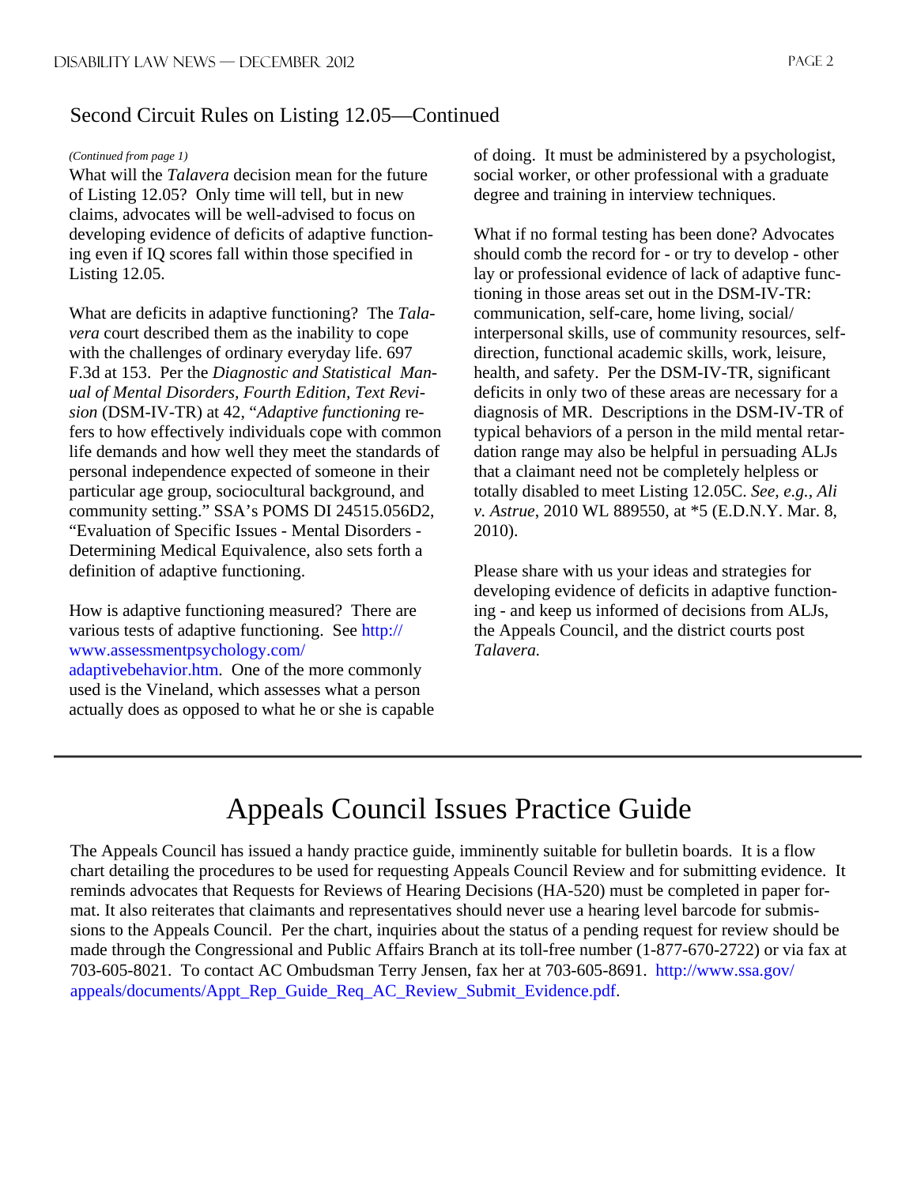## Second Circuit Rules on Listing 12.05—Continued

*(Continued from page 1)*

What will the *Talavera* decision mean for the future of Listing 12.05? Only time will tell, but in new claims, advocates will be well-advised to focus on developing evidence of deficits of adaptive functioning even if IQ scores fall within those specified in Listing 12.05.

What are deficits in adaptive functioning? The *Talavera* court described them as the inability to cope with the challenges of ordinary everyday life. 697 F.3d at 153. Per the *Diagnostic and Statistical Manual of Mental Disorders, Fourth Edition, Text Revision* (DSM-IV-TR) at 42, "*Adaptive functioning* refers to how effectively individuals cope with common life demands and how well they meet the standards of personal independence expected of someone in their particular age group, sociocultural background, and community setting." SSA's POMS DI 24515.056D2, "Evaluation of Specific Issues - Mental Disorders - Determining Medical Equivalence, also sets forth a definition of adaptive functioning.

How is adaptive functioning measured? There are various tests of adaptive functioning. See http://www.assessmentpsychology.com/adaptivebehavior.htm. One of the more commonly used is the Vineland, which assesses what a person actually does as opposed to what he or she is capable of doing. It must be administered by a psychologist, social worker, or other professional with a graduate degree and training in interview techniques.

What if no formal testing has been done? Advocates should comb the record for - or try to develop - other lay or professional evidence of lack of adaptive functioning in those areas set out in the DSM-IV-TR: communication, self-care, home living, social/interpersonal skills, use of community resources, self-direction, functional academic skills, work, leisure, health, and safety. Per the DSM-IV-TR, significant deficits in only two of these areas are necessary for a diagnosis of MR. Descriptions in the DSM-IV-TR of typical behaviors of a person in the mild mental retardation range may also be helpful in persuading ALJs that a claimant need not be completely helpless or totally disabled to meet Listing 12.05C. *See, e.g.*, *Ali v. Astrue*, 2010 WL 889550, at *5 (E.D.N.Y. Mar. 8, 2010).

Please share with us your ideas and strategies for developing evidence of deficits in adaptive functioning - and keep us informed of decisions from ALJs, the Appeals Council, and the district courts post *Talavera.*

---

# Appeals Council Issues Practice Guide

The Appeals Council has issued a handy practice guide, imminently suitable for bulletin boards. It is a flow chart detailing the procedures to be used for requesting Appeals Council Review and for submitting evidence. It reminds advocates that Requests for Reviews of Hearing Decisions (HA-520) must be completed in paper format. It also reiterates that claimants and representatives should never use a hearing level barcode for submissions to the Appeals Council. Per the chart, inquiries about the status of a pending request for review should be made through the Congressional and Public Affairs Branch at its toll-free number (1-877-670-2722) or via fax at 703-605-8021. To contact AC Ombudsman Terry Jensen, fax her at 703-605-8691. http://www.ssa.gov/appeals/documents/Appt_Rep_Guide_Req_AC_Review_Submit_Evidence.pdf.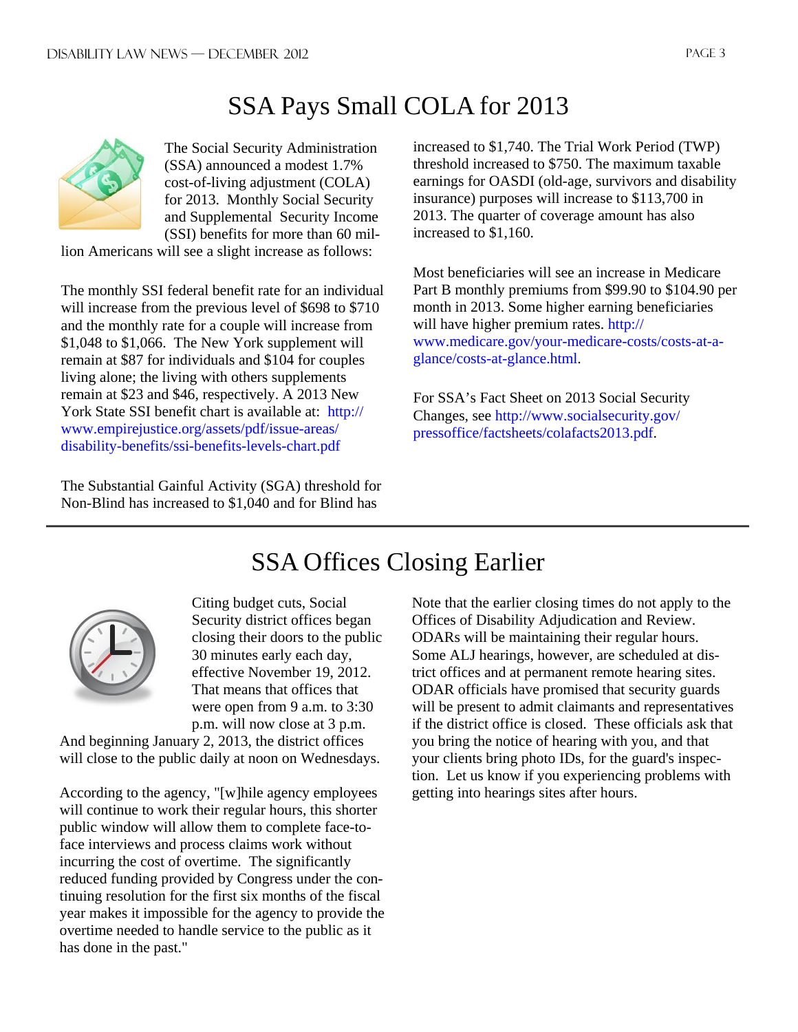# SSA Pays Small COLA for 2013

The Social Security Administration (SSA) announced a modest 1.7% cost-of-living adjustment (COLA) for 2013. Monthly Social Security and Supplemental Security Income (SSI) benefits for more than 60 million Americans will see a slight increase as follows:

The monthly SSI federal benefit rate for an individual will increase from the previous level of $698 to $710 and the monthly rate for a couple will increase from $1,048 to $1,066. The New York supplement will remain at $87 for individuals and $104 for couples living alone; the living with others supplements remain at $23 and $46, respectively. A 2013 New York State SSI benefit chart is available at: http://www.empirejustice.org/assets/pdf/issue-areas/disability-benefits/ssi-benefits-levels-chart.pdf

The Substantial Gainful Activity (SGA) threshold for Non-Blind has increased to $1,040 and for Blind has increased to $1,740. The Trial Work Period (TWP) threshold increased to $750. The maximum taxable earnings for OASDI (old-age, survivors and disability insurance) purposes will increase to $113,700 in 2013. The quarter of coverage amount has also increased to $1,160.

Most beneficiaries will see an increase in Medicare Part B monthly premiums from $99.90 to $104.90 per month in 2013. Some higher earning beneficiaries will have higher premium rates. http://www.medicare.gov/your-medicare-costs/costs-at-a-glance/costs-at-glance.html.

For SSA's Fact Sheet on 2013 Social Security Changes, see http://www.socialsecurity.gov/pressoffice/factsheets/colafacts2013.pdf.

# SSA Offices Closing Earlier

Citing budget cuts, Social Security district offices began closing their doors to the public 30 minutes early each day, effective November 19, 2012. That means that offices that were open from 9 a.m. to 3:30 p.m. will now close at 3 p.m. And beginning January 2, 2013, the district offices will close to the public daily at noon on Wednesdays.

According to the agency, "[w]hile agency employees will continue to work their regular hours, this shorter public window will allow them to complete face-to-face interviews and process claims work without incurring the cost of overtime. The significantly reduced funding provided by Congress under the continuing resolution for the first six months of the fiscal year makes it impossible for the agency to provide the overtime needed to handle service to the public as it has done in the past."

Note that the earlier closing times do not apply to the Offices of Disability Adjudication and Review. ODARs will be maintaining their regular hours. Some ALJ hearings, however, are scheduled at district offices and at permanent remote hearing sites. ODAR officials have promised that security guards will be present to admit claimants and representatives if the district office is closed. These officials ask that you bring the notice of hearing with you, and that your clients bring photo IDs, for the guard's inspection. Let us know if you experiencing problems with getting into hearings sites after hours.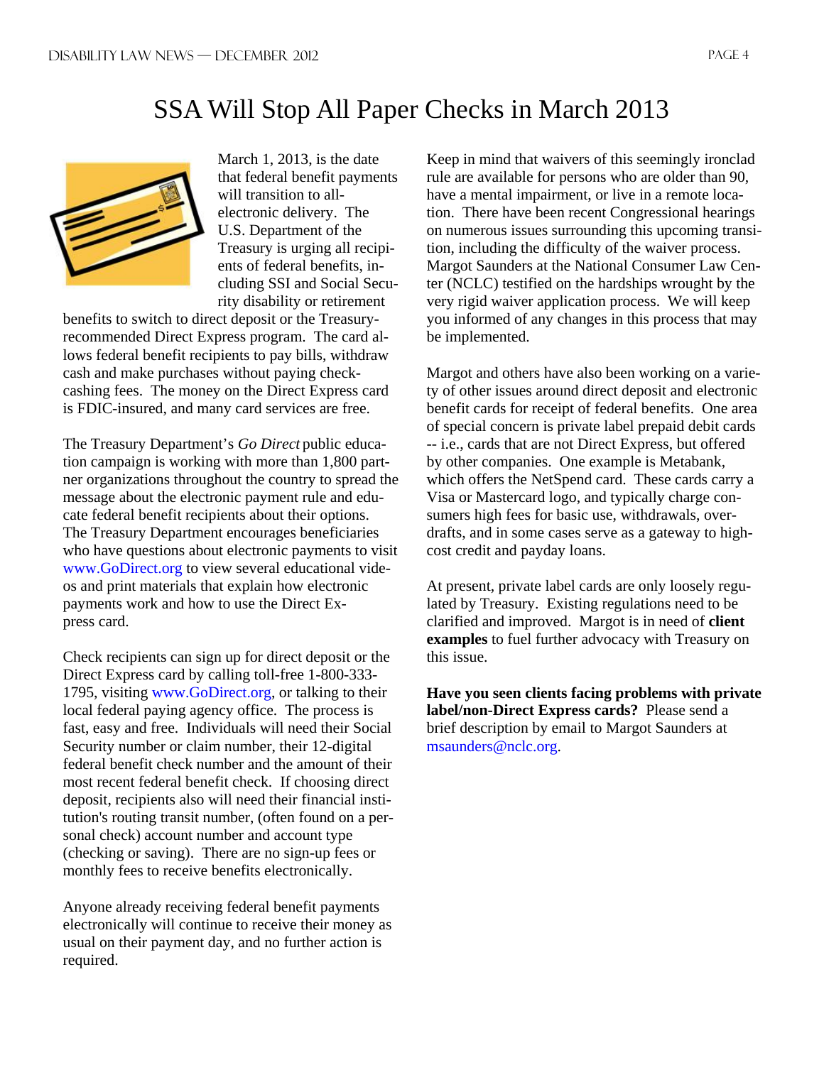# SSA Will Stop All Paper Checks in March 2013

March 1, 2013, is the date that federal benefit payments will transition to all-electronic delivery. The U.S. Department of the Treasury is urging all recipients of federal benefits, including SSI and Social Security disability or retirement benefits to switch to direct deposit or the Treasury-recommended Direct Express program. The card allows federal benefit recipients to pay bills, withdraw cash and make purchases without paying check-cashing fees. The money on the Direct Express card is FDIC-insured, and many card services are free.

The Treasury Department's *Go Direct* public education campaign is working with more than 1,800 partner organizations throughout the country to spread the message about the electronic payment rule and educate federal benefit recipients about their options. The Treasury Department encourages beneficiaries who have questions about electronic payments to visit www.GoDirect.org to view several educational videos and print materials that explain how electronic payments work and how to use the Direct Express card.

Check recipients can sign up for direct deposit or the Direct Express card by calling toll-free 1-800-333-1795, visiting www.GoDirect.org, or talking to their local federal paying agency office. The process is fast, easy and free. Individuals will need their Social Security number or claim number, their 12-digital federal benefit check number and the amount of their most recent federal benefit check. If choosing direct deposit, recipients also will need their financial institution's routing transit number, (often found on a personal check) account number and account type (checking or saving). There are no sign-up fees or monthly fees to receive benefits electronically.

Anyone already receiving federal benefit payments electronically will continue to receive their money as usual on their payment day, and no further action is required.

Keep in mind that waivers of this seemingly ironclad rule are available for persons who are older than 90, have a mental impairment, or live in a remote location. There have been recent Congressional hearings on numerous issues surrounding this upcoming transition, including the difficulty of the waiver process. Margot Saunders at the National Consumer Law Center (NCLC) testified on the hardships wrought by the very rigid waiver application process. We will keep you informed of any changes in this process that may be implemented.

Margot and others have also been working on a variety of other issues around direct deposit and electronic benefit cards for receipt of federal benefits. One area of special concern is private label prepaid debit cards -- i.e., cards that are not Direct Express, but offered by other companies. One example is Metabank, which offers the NetSpend card. These cards carry a Visa or Mastercard logo, and typically charge consumers high fees for basic use, withdrawals, overdrafts, and in some cases serve as a gateway to high-cost credit and payday loans.

At present, private label cards are only loosely regulated by Treasury. Existing regulations need to be clarified and improved. Margot is in need of **client examples** to fuel further advocacy with Treasury on this issue.

**Have you seen clients facing problems with private label/non-Direct Express cards?** Please send a brief description by email to Margot Saunders at msaunders@nclc.org.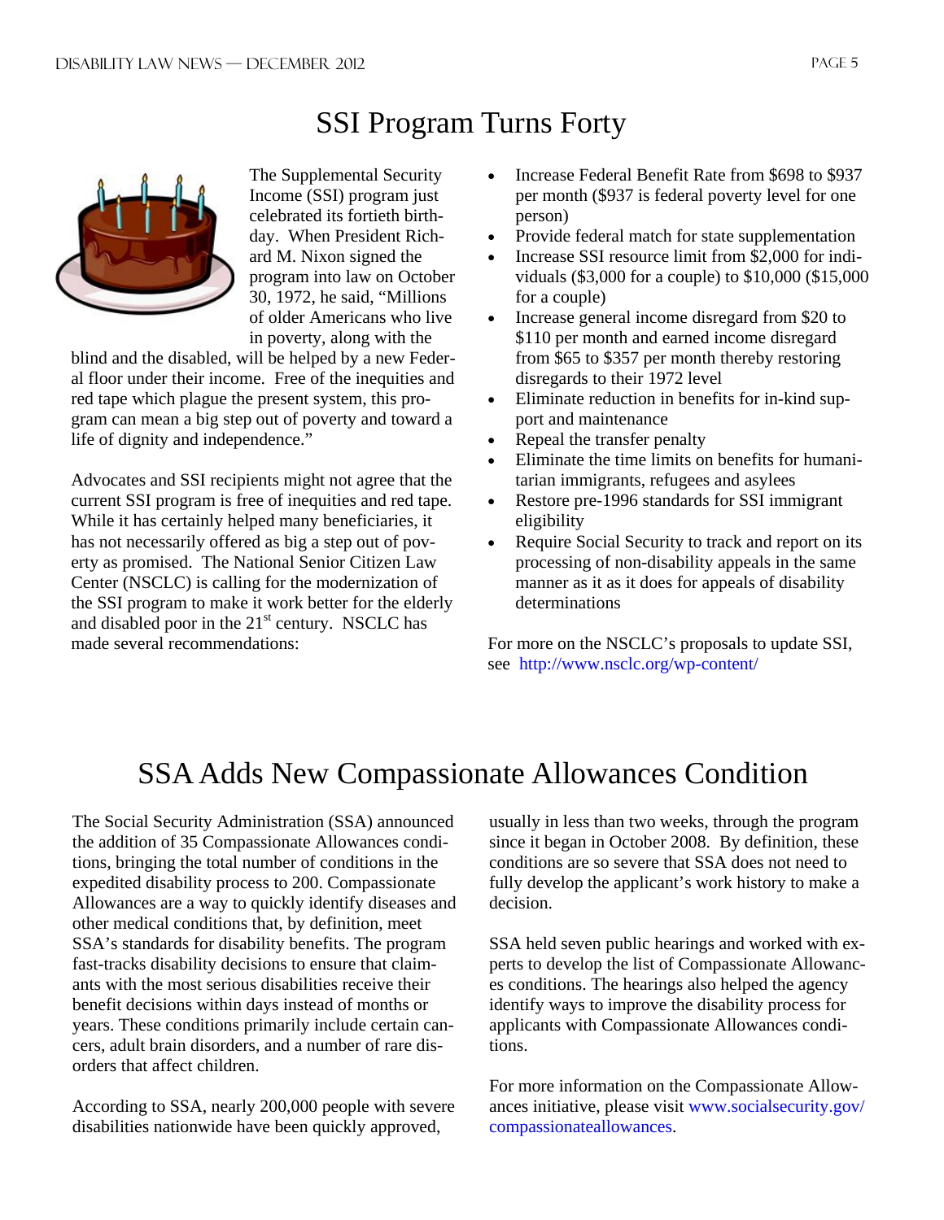# SSI Program Turns Forty

The Supplemental Security Income (SSI) program just celebrated its fortieth birthday. When President Richard M. Nixon signed the program into law on October 30, 1972, he said, "Millions of older Americans who live in poverty, along with the blind and the disabled, will be helped by a new Federal floor under their income. Free of the inequities and red tape which plague the present system, this program can mean a big step out of poverty and toward a life of dignity and independence."

Advocates and SSI recipients might not agree that the current SSI program is free of inequities and red tape. While it has certainly helped many beneficiaries, it has not necessarily offered as big a step out of poverty as promised. The National Senior Citizen Law Center (NSCLC) is calling for the modernization of the SSI program to make it work better for the elderly and disabled poor in the 21st century. NSCLC has made several recommendations:

- Increase Federal Benefit Rate from $698 to $937 per month ($937 is federal poverty level for one person)
- Provide federal match for state supplementation
- Increase SSI resource limit from $2,000 for individuals ($3,000 for a couple) to $10,000 ($15,000 for a couple)
- Increase general income disregard from $20 to $110 per month and earned income disregard from $65 to $357 per month thereby restoring disregards to their 1972 level
- Eliminate reduction in benefits for in-kind support and maintenance
- Repeal the transfer penalty
- Eliminate the time limits on benefits for humanitarian immigrants, refugees and asylees
- Restore pre-1996 standards for SSI immigrant eligibility
- Require Social Security to track and report on its processing of non-disability appeals in the same manner as it as it does for appeals of disability determinations

For more on the NSCLC's proposals to update SSI, see http://www.nsclc.org/wp-content/

# SSA Adds New Compassionate Allowances Condition

The Social Security Administration (SSA) announced the addition of 35 Compassionate Allowances conditions, bringing the total number of conditions in the expedited disability process to 200. Compassionate Allowances are a way to quickly identify diseases and other medical conditions that, by definition, meet SSA's standards for disability benefits. The program fast-tracks disability decisions to ensure that claimants with the most serious disabilities receive their benefit decisions within days instead of months or years. These conditions primarily include certain cancers, adult brain disorders, and a number of rare disorders that affect children.

According to SSA, nearly 200,000 people with severe disabilities nationwide have been quickly approved, usually in less than two weeks, through the program since it began in October 2008. By definition, these conditions are so severe that SSA does not need to fully develop the applicant's work history to make a decision.

SSA held seven public hearings and worked with experts to develop the list of Compassionate Allowances conditions. The hearings also helped the agency identify ways to improve the disability process for applicants with Compassionate Allowances conditions.

For more information on the Compassionate Allowances initiative, please visit www.socialsecurity.gov/compassionateallowances.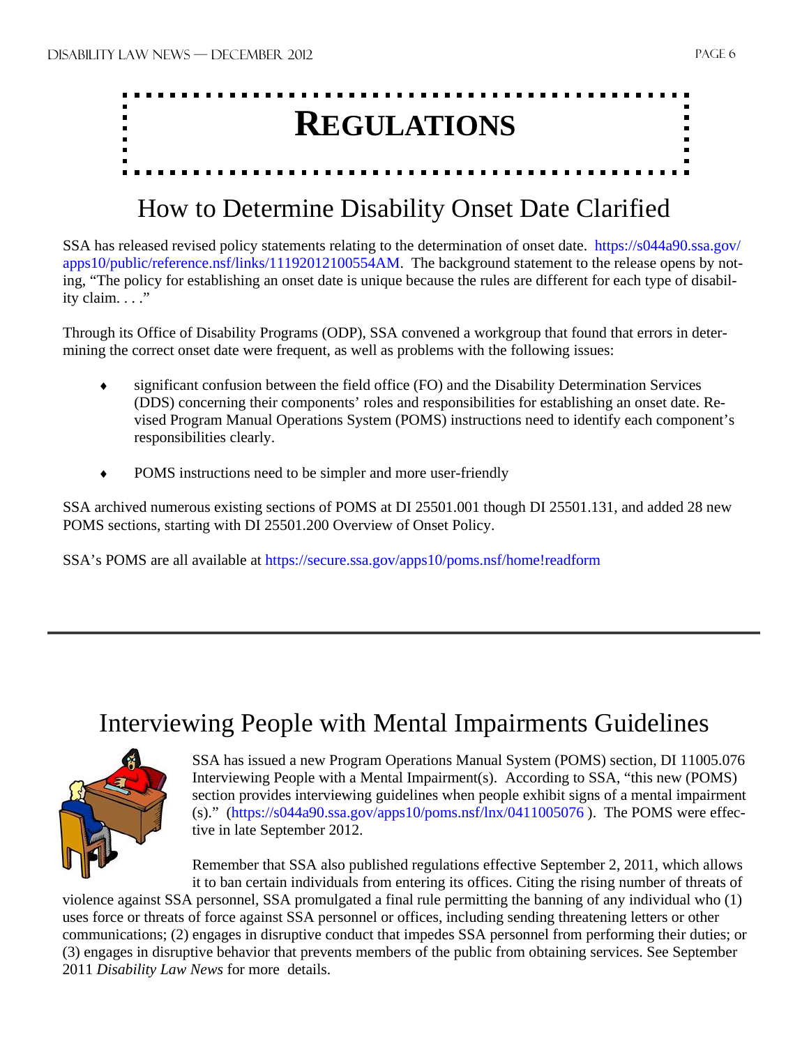# REGULATIONS

## How to Determine Disability Onset Date Clarified

SSA has released revised policy statements relating to the determination of onset date. https://s044a90.ssa.gov/apps10/public/reference.nsf/links/11192012100554AM. The background statement to the release opens by noting, "The policy for establishing an onset date is unique because the rules are different for each type of disability claim. . . ."

Through its Office of Disability Programs (ODP), SSA convened a workgroup that found that errors in determining the correct onset date were frequent, as well as problems with the following issues:

- significant confusion between the field office (FO) and the Disability Determination Services (DDS) concerning their components' roles and responsibilities for establishing an onset date. Revised Program Manual Operations System (POMS) instructions need to identify each component's responsibilities clearly.
- POMS instructions need to be simpler and more user-friendly

SSA archived numerous existing sections of POMS at DI 25501.001 though DI 25501.131, and added 28 new POMS sections, starting with DI 25501.200 Overview of Onset Policy.

SSA's POMS are all available at https://secure.ssa.gov/apps10/poms.nsf/home!readform

---

## Interviewing People with Mental Impairments Guidelines

SSA has issued a new Program Operations Manual System (POMS) section, DI 11005.076 Interviewing People with a Mental Impairment(s). According to SSA, "this new (POMS) section provides interviewing guidelines when people exhibit signs of a mental impairment (s)." (https://s044a90.ssa.gov/apps10/poms.nsf/lnx/0411005076 ). The POMS were effective in late September 2012.

Remember that SSA also published regulations effective September 2, 2011, which allows it to ban certain individuals from entering its offices. Citing the rising number of threats of violence against SSA personnel, SSA promulgated a final rule permitting the banning of any individual who (1) uses force or threats of force against SSA personnel or offices, including sending threatening letters or other communications; (2) engages in disruptive conduct that impedes SSA personnel from performing their duties; or (3) engages in disruptive behavior that prevents members of the public from obtaining services. See September 2011 *Disability Law News* for more details.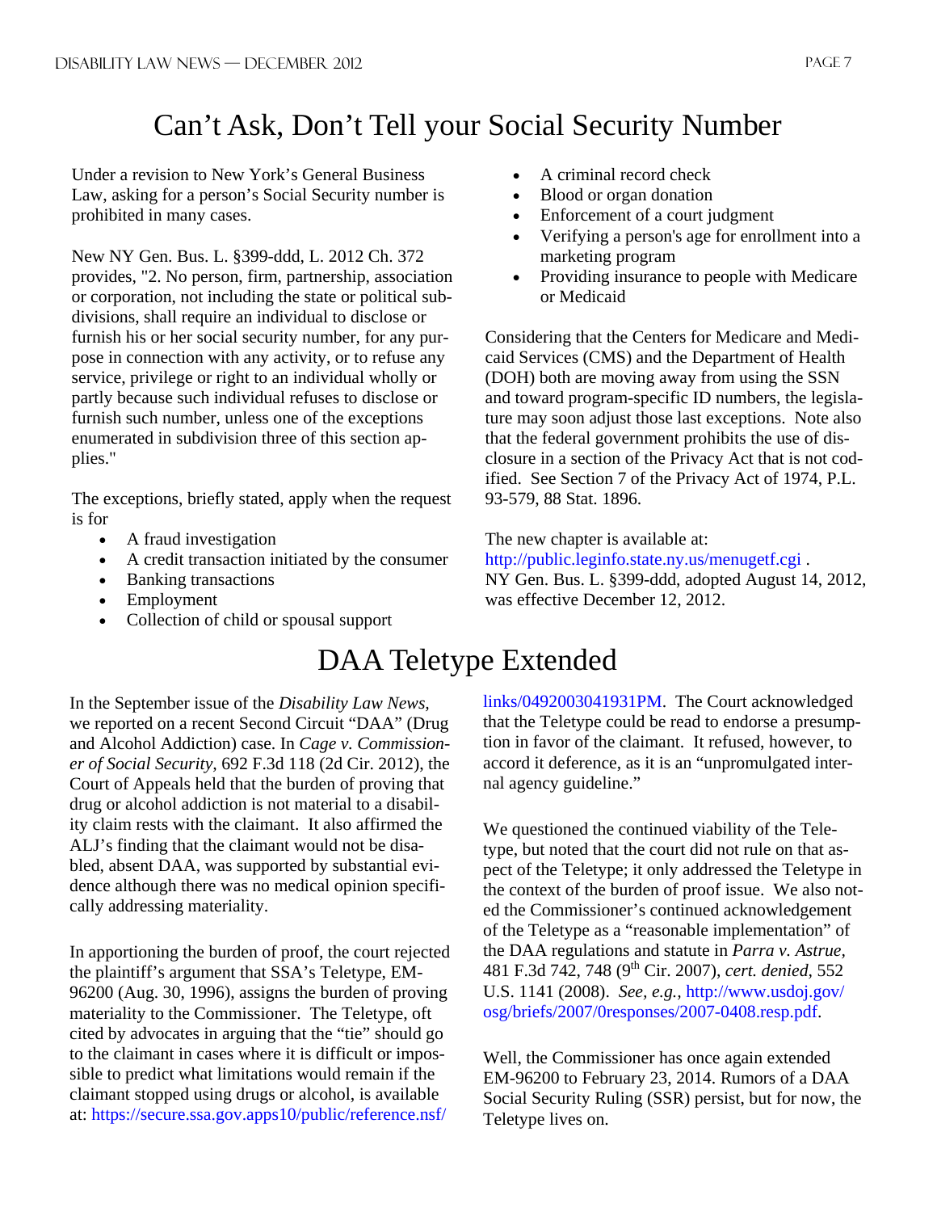# Can't Ask, Don't Tell your Social Security Number

Under a revision to New York's General Business Law, asking for a person's Social Security number is prohibited in many cases.

New NY Gen. Bus. L. §399-ddd, L. 2012 Ch. 372 provides, "2. No person, firm, partnership, association or corporation, not including the state or political subdivisions, shall require an individual to disclose or furnish his or her social security number, for any purpose in connection with any activity, or to refuse any service, privilege or right to an individual wholly or partly because such individual refuses to disclose or furnish such number, unless one of the exceptions enumerated in subdivision three of this section applies."

The exceptions, briefly stated, apply when the request is for

- A fraud investigation
- A credit transaction initiated by the consumer
- Banking transactions
- Employment
- Collection of child or spousal support
- A criminal record check
- Blood or organ donation
- Enforcement of a court judgment
- Verifying a person's age for enrollment into a marketing program
- Providing insurance to people with Medicare or Medicaid

Considering that the Centers for Medicare and Medicaid Services (CMS) and the Department of Health (DOH) both are moving away from using the SSN and toward program-specific ID numbers, the legislature may soon adjust those last exceptions. Note also that the federal government prohibits the use of disclosure in a section of the Privacy Act that is not codified. See Section 7 of the Privacy Act of 1974, P.L. 93-579, 88 Stat. 1896.

The new chapter is available at: http://public.leginfo.state.ny.us/menugetf.cgi .
NY Gen. Bus. L. §399-ddd, adopted August 14, 2012, was effective December 12, 2012.

# DAA Teletype Extended

In the September issue of the *Disability Law News*, we reported on a recent Second Circuit "DAA" (Drug and Alcohol Addiction) case. In *Cage v. Commissioner of Social Security*, 692 F.3d 118 (2d Cir. 2012), the Court of Appeals held that the burden of proving that drug or alcohol addiction is not material to a disability claim rests with the claimant. It also affirmed the ALJ's finding that the claimant would not be disabled, absent DAA, was supported by substantial evidence although there was no medical opinion specifically addressing materiality.

In apportioning the burden of proof, the court rejected the plaintiff's argument that SSA's Teletype, EM-96200 (Aug. 30, 1996), assigns the burden of proving materiality to the Commissioner. The Teletype, oft cited by advocates in arguing that the "tie" should go to the claimant in cases where it is difficult or impossible to predict what limitations would remain if the claimant stopped using drugs or alcohol, is available at: https://secure.ssa.gov.apps10/public/reference.nsf/links/0492003041931PM. The Court acknowledged that the Teletype could be read to endorse a presumption in favor of the claimant. It refused, however, to accord it deference, as it is an "unpromulgated internal agency guideline."

We questioned the continued viability of the Teletype, but noted that the court did not rule on that aspect of the Teletype; it only addressed the Teletype in the context of the burden of proof issue. We also noted the Commissioner's continued acknowledgement of the Teletype as a "reasonable implementation" of the DAA regulations and statute in *Parra v. Astrue*, 481 F.3d 742, 748 (9th Cir. 2007), *cert. denied*, 552 U.S. 1141 (2008). *See, e.g.*, http://www.usdoj.gov/osg/briefs/2007/0responses/2007-0408.resp.pdf.

Well, the Commissioner has once again extended EM-96200 to February 23, 2014. Rumors of a DAA Social Security Ruling (SSR) persist, but for now, the Teletype lives on.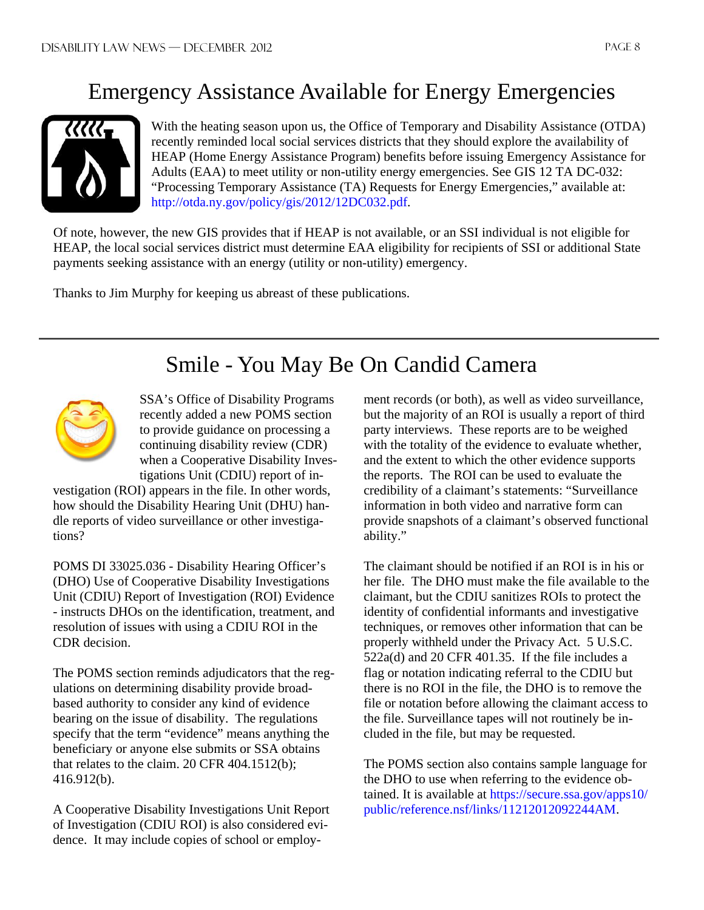# Emergency Assistance Available for Energy Emergencies

With the heating season upon us, the Office of Temporary and Disability Assistance (OTDA) recently reminded local social services districts that they should explore the availability of HEAP (Home Energy Assistance Program) benefits before issuing Emergency Assistance for Adults (EAA) to meet utility or non-utility energy emergencies. See GIS 12 TA DC-032: "Processing Temporary Assistance (TA) Requests for Energy Emergencies," available at: http://otda.ny.gov/policy/gis/2012/12DC032.pdf.

Of note, however, the new GIS provides that if HEAP is not available, or an SSI individual is not eligible for HEAP, the local social services district must determine EAA eligibility for recipients of SSI or additional State payments seeking assistance with an energy (utility or non-utility) emergency.

Thanks to Jim Murphy for keeping us abreast of these publications.

# Smile - You May Be On Candid Camera

SSA's Office of Disability Programs recently added a new POMS section to provide guidance on processing a continuing disability review (CDR) when a Cooperative Disability Investigations Unit (CDIU) report of investigation (ROI) appears in the file. In other words, how should the Disability Hearing Unit (DHU) handle reports of video surveillance or other investigations?

POMS DI 33025.036 - Disability Hearing Officer's (DHO) Use of Cooperative Disability Investigations Unit (CDIU) Report of Investigation (ROI) Evidence - instructs DHOs on the identification, treatment, and resolution of issues with using a CDIU ROI in the CDR decision.

The POMS section reminds adjudicators that the regulations on determining disability provide broad-based authority to consider any kind of evidence bearing on the issue of disability. The regulations specify that the term "evidence" means anything the beneficiary or anyone else submits or SSA obtains that relates to the claim. 20 CFR 404.1512(b); 416.912(b).

A Cooperative Disability Investigations Unit Report of Investigation (CDIU ROI) is also considered evidence. It may include copies of school or employment records (or both), as well as video surveillance, but the majority of an ROI is usually a report of third party interviews. These reports are to be weighed with the totality of the evidence to evaluate whether, and the extent to which the other evidence supports the reports. The ROI can be used to evaluate the credibility of a claimant's statements: "Surveillance information in both video and narrative form can provide snapshots of a claimant's observed functional ability."

The claimant should be notified if an ROI is in his or her file. The DHO must make the file available to the claimant, but the CDIU sanitizes ROIs to protect the identity of confidential informants and investigative techniques, or removes other information that can be properly withheld under the Privacy Act. 5 U.S.C. 522a(d) and 20 CFR 401.35. If the file includes a flag or notation indicating referral to the CDIU but there is no ROI in the file, the DHO is to remove the file or notation before allowing the claimant access to the file. Surveillance tapes will not routinely be included in the file, but may be requested.

The POMS section also contains sample language for the DHO to use when referring to the evidence obtained. It is available at https://secure.ssa.gov/apps10/public/reference.nsf/links/11212012092244AM.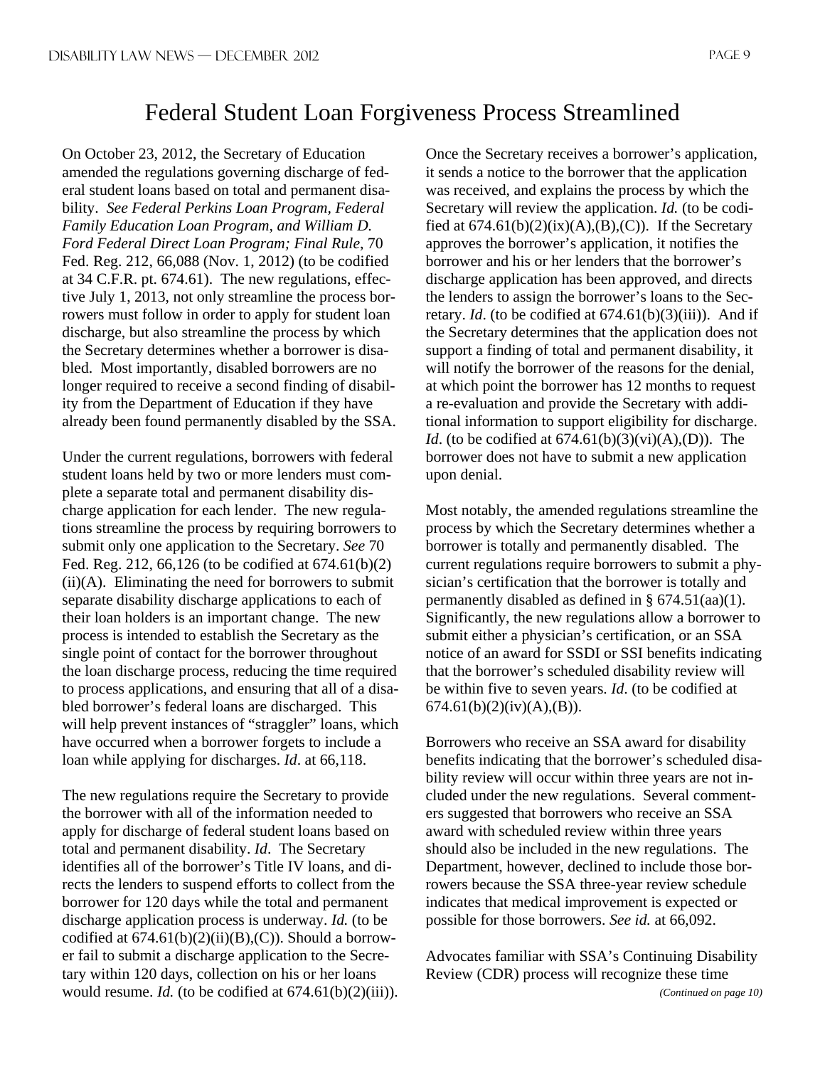# Federal Student Loan Forgiveness Process Streamlined

On October 23, 2012, the Secretary of Education amended the regulations governing discharge of federal student loans based on total and permanent disability. *See Federal Perkins Loan Program, Federal Family Education Loan Program, and William D. Ford Federal Direct Loan Program; Final Rule*, 70 Fed. Reg. 212, 66,088 (Nov. 1, 2012) (to be codified at 34 C.F.R. pt. 674.61). The new regulations, effective July 1, 2013, not only streamline the process borrowers must follow in order to apply for student loan discharge, but also streamline the process by which the Secretary determines whether a borrower is disabled. Most importantly, disabled borrowers are no longer required to receive a second finding of disability from the Department of Education if they have already been found permanently disabled by the SSA.

Under the current regulations, borrowers with federal student loans held by two or more lenders must complete a separate total and permanent disability discharge application for each lender. The new regulations streamline the process by requiring borrowers to submit only one application to the Secretary. *See* 70 Fed. Reg. 212, 66,126 (to be codified at 674.61(b)(2)(ii)(A). Eliminating the need for borrowers to submit separate disability discharge applications to each of their loan holders is an important change. The new process is intended to establish the Secretary as the single point of contact for the borrower throughout the loan discharge process, reducing the time required to process applications, and ensuring that all of a disabled borrower's federal loans are discharged. This will help prevent instances of "straggler" loans, which have occurred when a borrower forgets to include a loan while applying for discharges. *Id*. at 66,118.

The new regulations require the Secretary to provide the borrower with all of the information needed to apply for discharge of federal student loans based on total and permanent disability. *Id*. The Secretary identifies all of the borrower's Title IV loans, and directs the lenders to suspend efforts to collect from the borrower for 120 days while the total and permanent discharge application process is underway. *Id.* (to be codified at 674.61(b)(2)(ii)(B),(C)). Should a borrower fail to submit a discharge application to the Secretary within 120 days, collection on his or her loans would resume. *Id.* (to be codified at 674.61(b)(2)(iii)).

Once the Secretary receives a borrower's application, it sends a notice to the borrower that the application was received, and explains the process by which the Secretary will review the application. *Id.* (to be codified at 674.61(b)(2)(ix)(A),(B),(C)). If the Secretary approves the borrower's application, it notifies the borrower and his or her lenders that the borrower's discharge application has been approved, and directs the lenders to assign the borrower's loans to the Secretary. *Id*. (to be codified at 674.61(b)(3)(iii)). And if the Secretary determines that the application does not support a finding of total and permanent disability, it will notify the borrower of the reasons for the denial, at which point the borrower has 12 months to request a re-evaluation and provide the Secretary with additional information to support eligibility for discharge. *Id*. (to be codified at 674.61(b)(3)(vi)(A),(D)). The borrower does not have to submit a new application upon denial.

Most notably, the amended regulations streamline the process by which the Secretary determines whether a borrower is totally and permanently disabled. The current regulations require borrowers to submit a physician's certification that the borrower is totally and permanently disabled as defined in § 674.51(aa)(1). Significantly, the new regulations allow a borrower to submit either a physician's certification, or an SSA notice of an award for SSDI or SSI benefits indicating that the borrower's scheduled disability review will be within five to seven years. *Id*. (to be codified at 674.61(b)(2)(iv)(A),(B)).

Borrowers who receive an SSA award for disability benefits indicating that the borrower's scheduled disability review will occur within three years are not included under the new regulations. Several commenters suggested that borrowers who receive an SSA award with scheduled review within three years should also be included in the new regulations. The Department, however, declined to include those borrowers because the SSA three-year review schedule indicates that medical improvement is expected or possible for those borrowers. *See id.* at 66,092.

Advocates familiar with SSA's Continuing Disability Review (CDR) process will recognize these time

*(Continued on page 10)*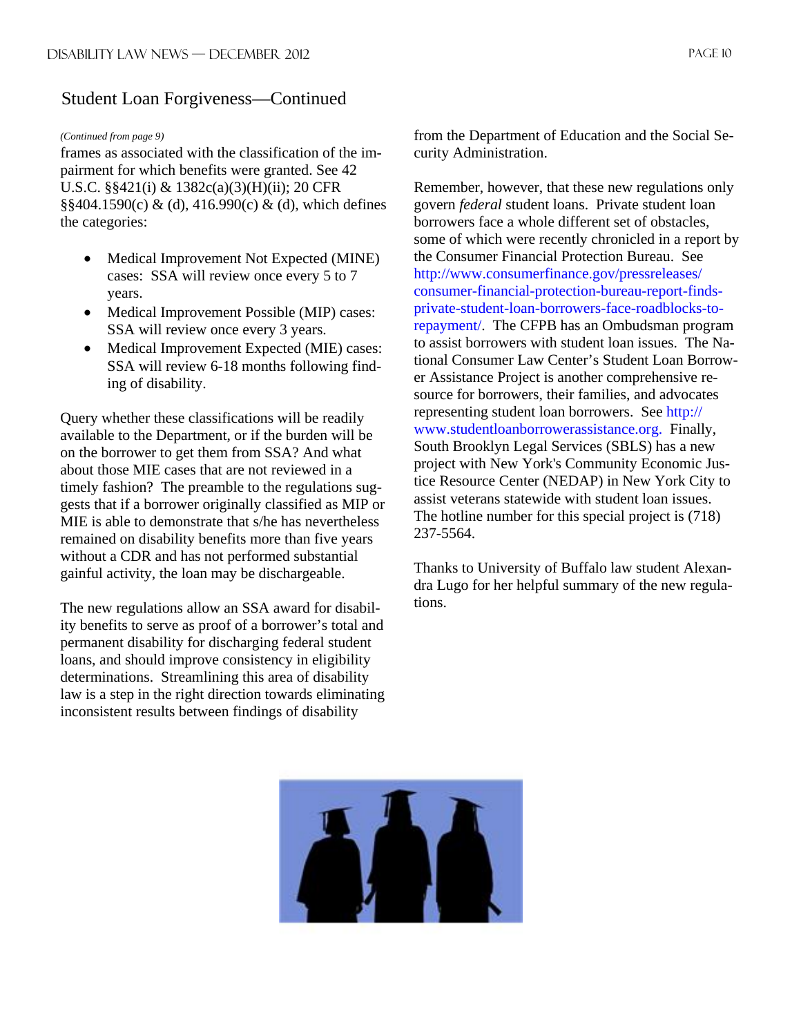## Student Loan Forgiveness—Continued

*(Continued from page 9)*

frames as associated with the classification of the impairment for which benefits were granted. See 42 U.S.C. §§421(i) & 1382c(a)(3)(H)(ii); 20 CFR §§404.1590(c) & (d), 416.990(c) & (d), which defines the categories:

- Medical Improvement Not Expected (MINE) cases: SSA will review once every 5 to 7 years.
- Medical Improvement Possible (MIP) cases: SSA will review once every 3 years.
- Medical Improvement Expected (MIE) cases: SSA will review 6-18 months following finding of disability.

Query whether these classifications will be readily available to the Department, or if the burden will be on the borrower to get them from SSA? And what about those MIE cases that are not reviewed in a timely fashion? The preamble to the regulations suggests that if a borrower originally classified as MIP or MIE is able to demonstrate that s/he has nevertheless remained on disability benefits more than five years without a CDR and has not performed substantial gainful activity, the loan may be dischargeable.

The new regulations allow an SSA award for disability benefits to serve as proof of a borrower's total and permanent disability for discharging federal student loans, and should improve consistency in eligibility determinations. Streamlining this area of disability law is a step in the right direction towards eliminating inconsistent results between findings of disability from the Department of Education and the Social Security Administration.

Remember, however, that these new regulations only govern *federal* student loans. Private student loan borrowers face a whole different set of obstacles, some of which were recently chronicled in a report by the Consumer Financial Protection Bureau. See http://www.consumerfinance.gov/pressreleases/consumer-financial-protection-bureau-report-finds-private-student-loan-borrowers-face-roadblocks-to-repayment/. The CFPB has an Ombudsman program to assist borrowers with student loan issues. The National Consumer Law Center's Student Loan Borrower Assistance Project is another comprehensive resource for borrowers, their families, and advocates representing student loan borrowers. See http://www.studentloanborrowerassistance.org. Finally, South Brooklyn Legal Services (SBLS) has a new project with New York's Community Economic Justice Resource Center (NEDAP) in New York City to assist veterans statewide with student loan issues. The hotline number for this special project is (718) 237-5564.

Thanks to University of Buffalo law student Alexandra Lugo for her helpful summary of the new regulations.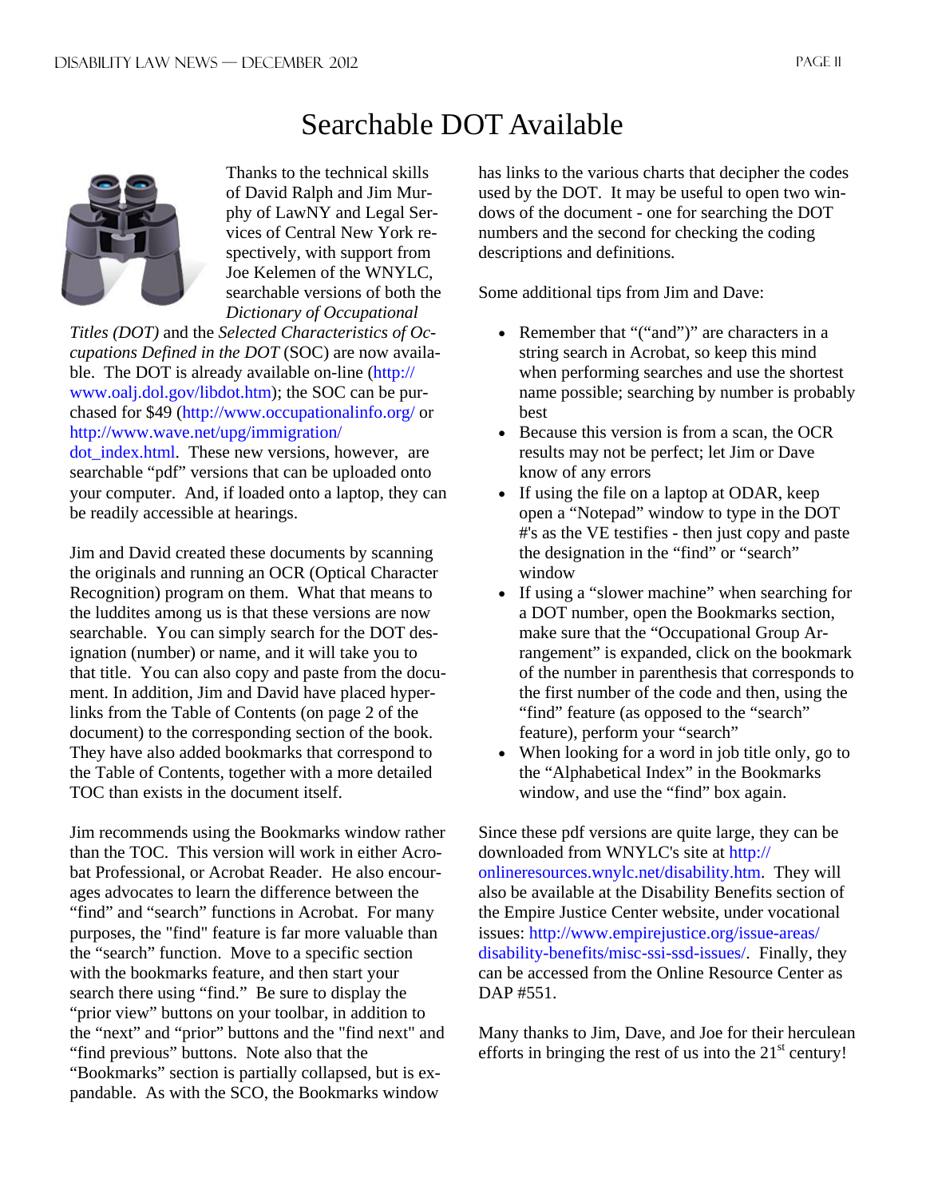# Searchable DOT Available

Thanks to the technical skills of David Ralph and Jim Murphy of LawNY and Legal Services of Central New York respectively, with support from Joe Kelemen of the WNYLC, searchable versions of both the *Dictionary of Occupational Titles (DOT)* and the *Selected Characteristics of Occupations Defined in the DOT* (SOC) are now available. The DOT is already available on-line (http://www.oalj.dol.gov/libdot.htm); the SOC can be purchased for $49 (http://www.occupationalinfo.org/ or http://www.wave.net/upg/immigration/dot_index.html. These new versions, however, are searchable "pdf" versions that can be uploaded onto your computer. And, if loaded onto a laptop, they can be readily accessible at hearings.

Jim and David created these documents by scanning the originals and running an OCR (Optical Character Recognition) program on them. What that means to the luddites among us is that these versions are now searchable. You can simply search for the DOT designation (number) or name, and it will take you to that title. You can also copy and paste from the document. In addition, Jim and David have placed hyperlinks from the Table of Contents (on page 2 of the document) to the corresponding section of the book. They have also added bookmarks that correspond to the Table of Contents, together with a more detailed TOC than exists in the document itself.

Jim recommends using the Bookmarks window rather than the TOC. This version will work in either Acrobat Professional, or Acrobat Reader. He also encourages advocates to learn the difference between the "find" and "search" functions in Acrobat. For many purposes, the "find" feature is far more valuable than the "search" function. Move to a specific section with the bookmarks feature, and then start your search there using "find." Be sure to display the "prior view" buttons on your toolbar, in addition to the "next" and "prior" buttons and the "find next" and "find previous" buttons. Note also that the "Bookmarks" section is partially collapsed, but is expandable. As with the SCO, the Bookmarks window has links to the various charts that decipher the codes used by the DOT. It may be useful to open two windows of the document - one for searching the DOT numbers and the second for checking the coding descriptions and definitions.

Some additional tips from Jim and Dave:

- Remember that "("and")" are characters in a string search in Acrobat, so keep this mind when performing searches and use the shortest name possible; searching by number is probably best
- Because this version is from a scan, the OCR results may not be perfect; let Jim or Dave know of any errors
- If using the file on a laptop at ODAR, keep open a "Notepad" window to type in the DOT #'s as the VE testifies - then just copy and paste the designation in the "find" or "search" window
- If using a "slower machine" when searching for a DOT number, open the Bookmarks section, make sure that the "Occupational Group Arrangement" is expanded, click on the bookmark of the number in parenthesis that corresponds to the first number of the code and then, using the "find" feature (as opposed to the "search" feature), perform your "search"
- When looking for a word in job title only, go to the "Alphabetical Index" in the Bookmarks window, and use the "find" box again.

Since these pdf versions are quite large, they can be downloaded from WNYLC's site at http://onlineresources.wnylc.net/disability.htm. They will also be available at the Disability Benefits section of the Empire Justice Center website, under vocational issues: http://www.empirejustice.org/issue-areas/disability-benefits/misc-ssi-ssd-issues/. Finally, they can be accessed from the Online Resource Center as DAP #551.

Many thanks to Jim, Dave, and Joe for their herculean efforts in bringing the rest of us into the 21st century!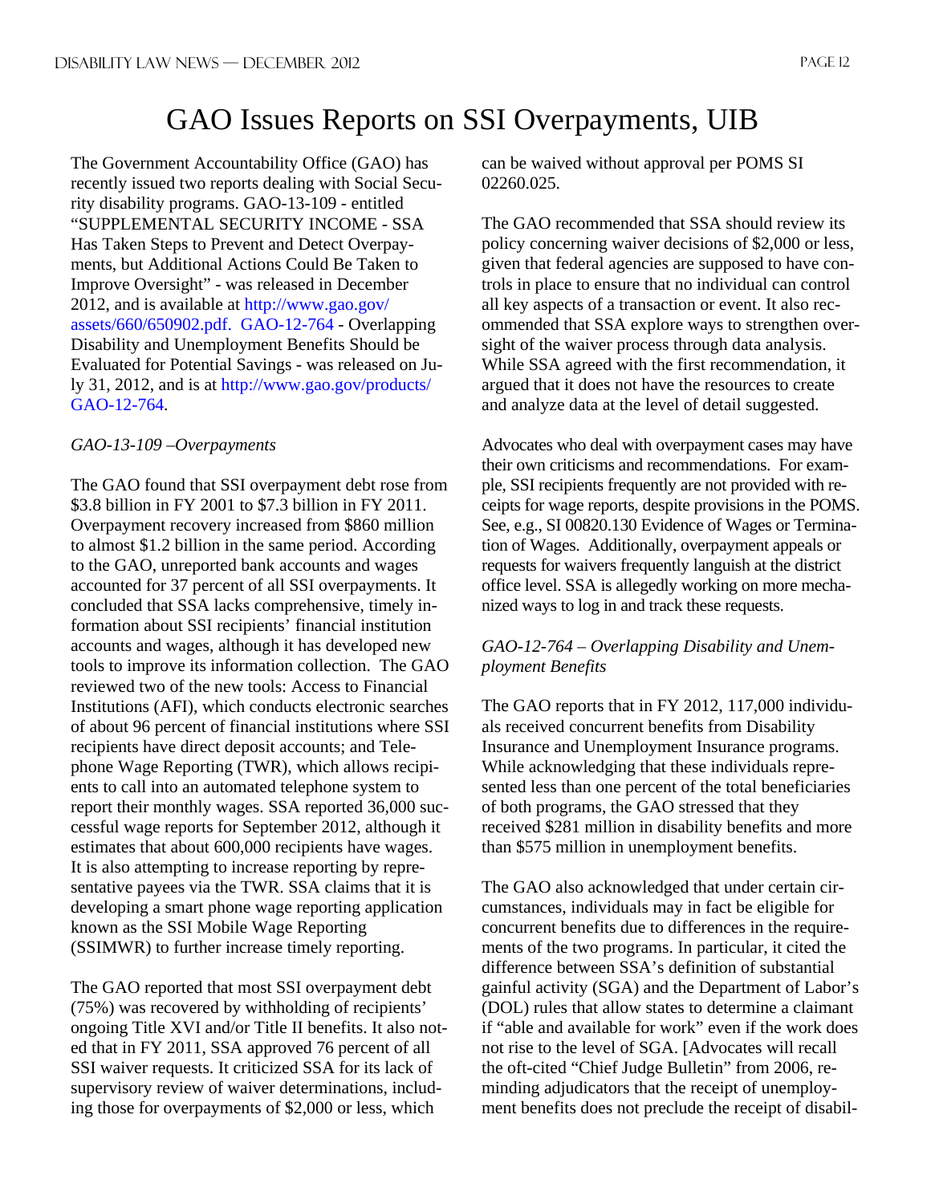# GAO Issues Reports on SSI Overpayments, UIB

The Government Accountability Office (GAO) has recently issued two reports dealing with Social Security disability programs. GAO-13-109 - entitled "SUPPLEMENTAL SECURITY INCOME - SSA Has Taken Steps to Prevent and Detect Overpayments, but Additional Actions Could Be Taken to Improve Oversight" - was released in December 2012, and is available at http://www.gao.gov/assets/660/650902.pdf. GAO-12-764 - Overlapping Disability and Unemployment Benefits Should be Evaluated for Potential Savings - was released on July 31, 2012, and is at http://www.gao.gov/products/GAO-12-764.

*GAO-13-109 –Overpayments*

The GAO found that SSI overpayment debt rose from $3.8 billion in FY 2001 to $7.3 billion in FY 2011. Overpayment recovery increased from $860 million to almost $1.2 billion in the same period. According to the GAO, unreported bank accounts and wages accounted for 37 percent of all SSI overpayments. It concluded that SSA lacks comprehensive, timely information about SSI recipients' financial institution accounts and wages, although it has developed new tools to improve its information collection. The GAO reviewed two of the new tools: Access to Financial Institutions (AFI), which conducts electronic searches of about 96 percent of financial institutions where SSI recipients have direct deposit accounts; and Telephone Wage Reporting (TWR), which allows recipients to call into an automated telephone system to report their monthly wages. SSA reported 36,000 successful wage reports for September 2012, although it estimates that about 600,000 recipients have wages. It is also attempting to increase reporting by representative payees via the TWR. SSA claims that it is developing a smart phone wage reporting application known as the SSI Mobile Wage Reporting (SSIMWR) to further increase timely reporting.

The GAO reported that most SSI overpayment debt (75%) was recovered by withholding of recipients' ongoing Title XVI and/or Title II benefits. It also noted that in FY 2011, SSA approved 76 percent of all SSI waiver requests. It criticized SSA for its lack of supervisory review of waiver determinations, including those for overpayments of $2,000 or less, which can be waived without approval per POMS SI 02260.025.

The GAO recommended that SSA should review its policy concerning waiver decisions of $2,000 or less, given that federal agencies are supposed to have controls in place to ensure that no individual can control all key aspects of a transaction or event. It also recommended that SSA explore ways to strengthen oversight of the waiver process through data analysis. While SSA agreed with the first recommendation, it argued that it does not have the resources to create and analyze data at the level of detail suggested.

Advocates who deal with overpayment cases may have their own criticisms and recommendations. For example, SSI recipients frequently are not provided with receipts for wage reports, despite provisions in the POMS. See, e.g., SI 00820.130 Evidence of Wages or Termination of Wages. Additionally, overpayment appeals or requests for waivers frequently languish at the district office level. SSA is allegedly working on more mechanized ways to log in and track these requests.

*GAO-12-764 – Overlapping Disability and Unemployment Benefits*

The GAO reports that in FY 2012, 117,000 individuals received concurrent benefits from Disability Insurance and Unemployment Insurance programs. While acknowledging that these individuals represented less than one percent of the total beneficiaries of both programs, the GAO stressed that they received $281 million in disability benefits and more than $575 million in unemployment benefits.

The GAO also acknowledged that under certain circumstances, individuals may in fact be eligible for concurrent benefits due to differences in the requirements of the two programs. In particular, it cited the difference between SSA's definition of substantial gainful activity (SGA) and the Department of Labor's (DOL) rules that allow states to determine a claimant if "able and available for work" even if the work does not rise to the level of SGA. [Advocates will recall the oft-cited "Chief Judge Bulletin" from 2006, reminding adjudicators that the receipt of unemployment benefits does not preclude the receipt of disabil-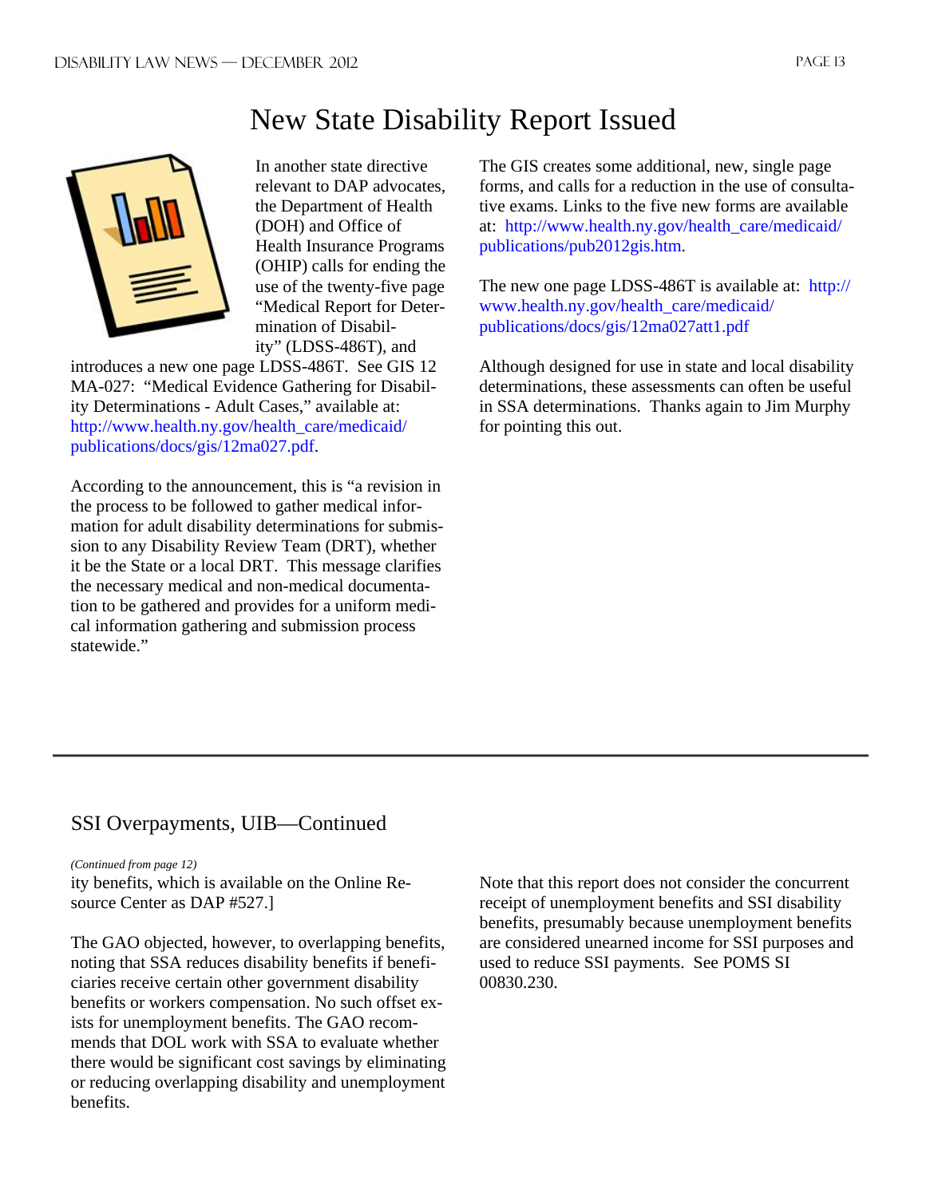# New State Disability Report Issued

In another state directive relevant to DAP advocates, the Department of Health (DOH) and Office of Health Insurance Programs (OHIP) calls for ending the use of the twenty-five page "Medical Report for Determination of Disability" (LDSS-486T), and introduces a new one page LDSS-486T. See GIS 12 MA-027: "Medical Evidence Gathering for Disability Determinations - Adult Cases," available at: http://www.health.ny.gov/health_care/medicaid/publications/docs/gis/12ma027.pdf.

According to the announcement, this is "a revision in the process to be followed to gather medical information for adult disability determinations for submission to any Disability Review Team (DRT), whether it be the State or a local DRT. This message clarifies the necessary medical and non-medical documentation to be gathered and provides for a uniform medical information gathering and submission process statewide."

The GIS creates some additional, new, single page forms, and calls for a reduction in the use of consultative exams. Links to the five new forms are available at: http://www.health.ny.gov/health_care/medicaid/publications/pub2012gis.htm.

The new one page LDSS-486T is available at: http://www.health.ny.gov/health_care/medicaid/publications/docs/gis/12ma027att1.pdf

Although designed for use in state and local disability determinations, these assessments can often be useful in SSA determinations. Thanks again to Jim Murphy for pointing this out.

---

## SSI Overpayments, UIB—Continued

*(Continued from page 12)*

ity benefits, which is available on the Online Resource Center as DAP #527.]

The GAO objected, however, to overlapping benefits, noting that SSA reduces disability benefits if beneficiaries receive certain other government disability benefits or workers compensation. No such offset exists for unemployment benefits. The GAO recommends that DOL work with SSA to evaluate whether there would be significant cost savings by eliminating or reducing overlapping disability and unemployment benefits.

Note that this report does not consider the concurrent receipt of unemployment benefits and SSI disability benefits, presumably because unemployment benefits are considered unearned income for SSI purposes and used to reduce SSI payments. See POMS SI 00830.230.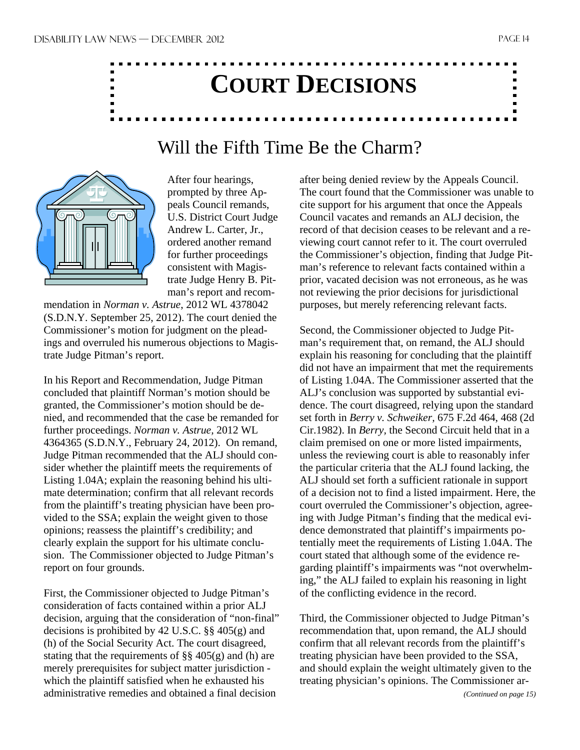# Court Decisions

## Will the Fifth Time Be the Charm?

After four hearings, prompted by three Appeals Council remands, U.S. District Court Judge Andrew L. Carter, Jr., ordered another remand for further proceedings consistent with Magistrate Judge Henry B. Pitman's report and recommendation in *Norman v. Astrue*, 2012 WL 4378042 (S.D.N.Y. September 25, 2012). The court denied the Commissioner's motion for judgment on the pleadings and overruled his numerous objections to Magistrate Judge Pitman's report.

In his Report and Recommendation, Judge Pitman concluded that plaintiff Norman's motion should be granted, the Commissioner's motion should be denied, and recommended that the case be remanded for further proceedings. *Norman v. Astrue*, 2012 WL 4364365 (S.D.N.Y., February 24, 2012). On remand, Judge Pitman recommended that the ALJ should consider whether the plaintiff meets the requirements of Listing 1.04A; explain the reasoning behind his ultimate determination; confirm that all relevant records from the plaintiff's treating physician have been provided to the SSA; explain the weight given to those opinions; reassess the plaintiff's credibility; and clearly explain the support for his ultimate conclusion. The Commissioner objected to Judge Pitman's report on four grounds.

First, the Commissioner objected to Judge Pitman's consideration of facts contained within a prior ALJ decision, arguing that the consideration of "non-final" decisions is prohibited by 42 U.S.C. §§ 405(g) and (h) of the Social Security Act. The court disagreed, stating that the requirements of §§ 405(g) and (h) are merely prerequisites for subject matter jurisdiction - which the plaintiff satisfied when he exhausted his administrative remedies and obtained a final decision after being denied review by the Appeals Council. The court found that the Commissioner was unable to cite support for his argument that once the Appeals Council vacates and remands an ALJ decision, the record of that decision ceases to be relevant and a reviewing court cannot refer to it. The court overruled the Commissioner's objection, finding that Judge Pitman's reference to relevant facts contained within a prior, vacated decision was not erroneous, as he was not reviewing the prior decisions for jurisdictional purposes, but merely referencing relevant facts.

Second, the Commissioner objected to Judge Pitman's requirement that, on remand, the ALJ should explain his reasoning for concluding that the plaintiff did not have an impairment that met the requirements of Listing 1.04A. The Commissioner asserted that the ALJ's conclusion was supported by substantial evidence. The court disagreed, relying upon the standard set forth in *Berry v. Schweiker*, 675 F.2d 464, 468 (2d Cir.1982). In *Berry*, the Second Circuit held that in a claim premised on one or more listed impairments, unless the reviewing court is able to reasonably infer the particular criteria that the ALJ found lacking, the ALJ should set forth a sufficient rationale in support of a decision not to find a listed impairment. Here, the court overruled the Commissioner's objection, agreeing with Judge Pitman's finding that the medical evidence demonstrated that plaintiff's impairments potentially meet the requirements of Listing 1.04A. The court stated that although some of the evidence regarding plaintiff's impairments was "not overwhelming," the ALJ failed to explain his reasoning in light of the conflicting evidence in the record.

Third, the Commissioner objected to Judge Pitman's recommendation that, upon remand, the ALJ should confirm that all relevant records from the plaintiff's treating physician have been provided to the SSA, and should explain the weight ultimately given to the treating physician's opinions. The Commissioner ar-

*(Continued on page 15)*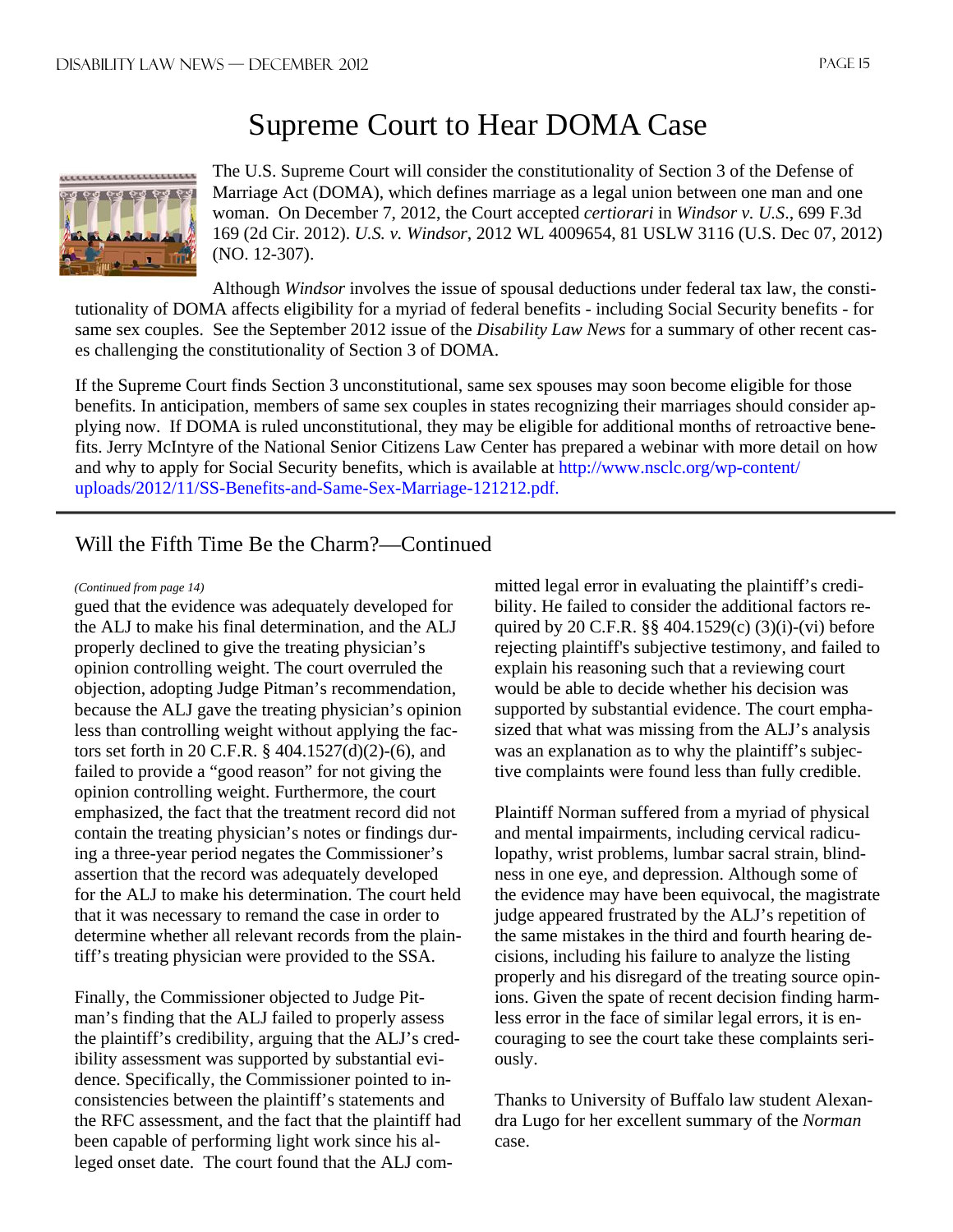# Supreme Court to Hear DOMA Case

The U.S. Supreme Court will consider the constitutionality of Section 3 of the Defense of Marriage Act (DOMA), which defines marriage as a legal union between one man and one woman. On December 7, 2012, the Court accepted *certiorari* in *Windsor v. U.S.*, 699 F.3d 169 (2d Cir. 2012). *U.S. v. Windsor*, 2012 WL 4009654, 81 USLW 3116 (U.S. Dec 07, 2012) (NO. 12-307).

Although *Windsor* involves the issue of spousal deductions under federal tax law, the constitutionality of DOMA affects eligibility for a myriad of federal benefits - including Social Security benefits - for same sex couples. See the September 2012 issue of the *Disability Law News* for a summary of other recent cases challenging the constitutionality of Section 3 of DOMA.

If the Supreme Court finds Section 3 unconstitutional, same sex spouses may soon become eligible for those benefits. In anticipation, members of same sex couples in states recognizing their marriages should consider applying now. If DOMA is ruled unconstitutional, they may be eligible for additional months of retroactive benefits. Jerry McIntyre of the National Senior Citizens Law Center has prepared a webinar with more detail on how and why to apply for Social Security benefits, which is available at http://www.nsclc.org/wp-content/uploads/2012/11/SS-Benefits-and-Same-Sex-Marriage-121212.pdf.

---

## Will the Fifth Time Be the Charm?—Continued

*(Continued from page 14)*

gued that the evidence was adequately developed for the ALJ to make his final determination, and the ALJ properly declined to give the treating physician's opinion controlling weight. The court overruled the objection, adopting Judge Pitman's recommendation, because the ALJ gave the treating physician's opinion less than controlling weight without applying the factors set forth in 20 C.F.R. § 404.1527(d)(2)-(6), and failed to provide a "good reason" for not giving the opinion controlling weight. Furthermore, the court emphasized, the fact that the treatment record did not contain the treating physician's notes or findings during a three-year period negates the Commissioner's assertion that the record was adequately developed for the ALJ to make his determination. The court held that it was necessary to remand the case in order to determine whether all relevant records from the plaintiff's treating physician were provided to the SSA.

Finally, the Commissioner objected to Judge Pitman's finding that the ALJ failed to properly assess the plaintiff's credibility, arguing that the ALJ's credibility assessment was supported by substantial evidence. Specifically, the Commissioner pointed to inconsistencies between the plaintiff's statements and the RFC assessment, and the fact that the plaintiff had been capable of performing light work since his alleged onset date. The court found that the ALJ committed legal error in evaluating the plaintiff's credibility. He failed to consider the additional factors required by 20 C.F.R. §§ 404.1529(c) (3)(i)-(vi) before rejecting plaintiff's subjective testimony, and failed to explain his reasoning such that a reviewing court would be able to decide whether his decision was supported by substantial evidence. The court emphasized that what was missing from the ALJ's analysis was an explanation as to why the plaintiff's subjective complaints were found less than fully credible.

Plaintiff Norman suffered from a myriad of physical and mental impairments, including cervical radiculopathy, wrist problems, lumbar sacral strain, blindness in one eye, and depression. Although some of the evidence may have been equivocal, the magistrate judge appeared frustrated by the ALJ's repetition of the same mistakes in the third and fourth hearing decisions, including his failure to analyze the listing properly and his disregard of the treating source opinions. Given the spate of recent decision finding harmless error in the face of similar legal errors, it is encouraging to see the court take these complaints seriously.

Thanks to University of Buffalo law student Alexandra Lugo for her excellent summary of the *Norman* case.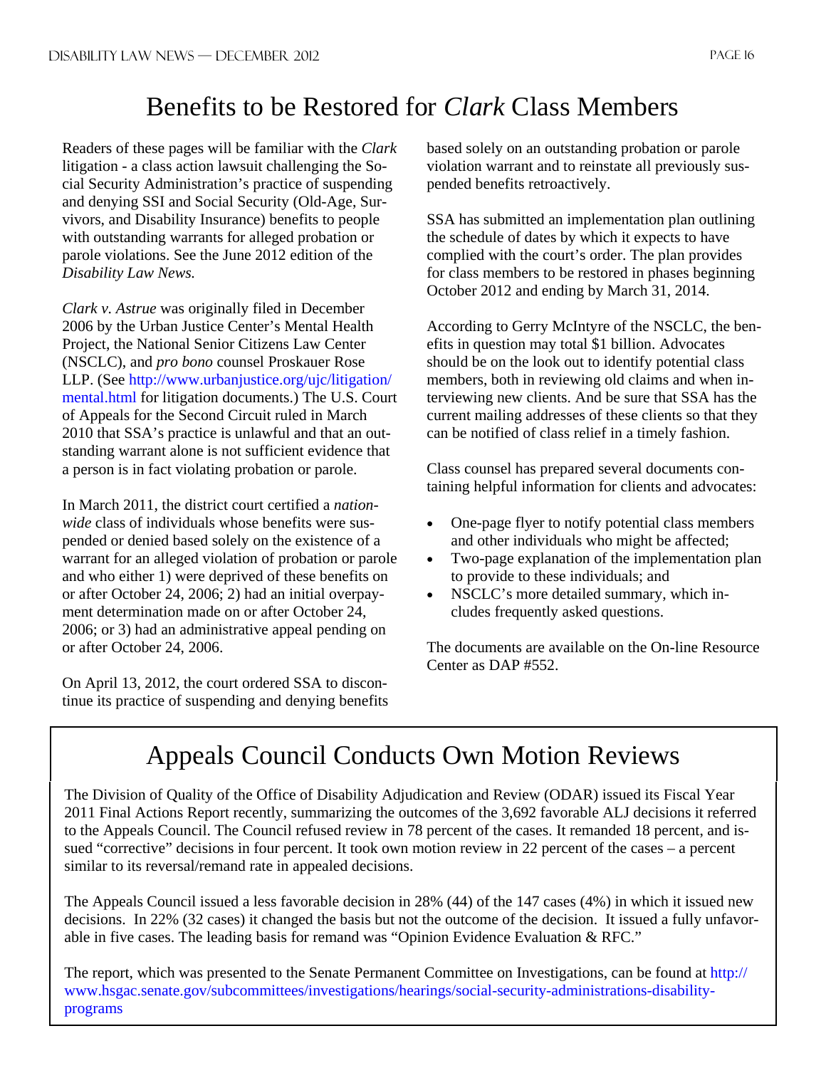# Benefits to be Restored for *Clark* Class Members

Readers of these pages will be familiar with the *Clark* litigation - a class action lawsuit challenging the Social Security Administration's practice of suspending and denying SSI and Social Security (Old-Age, Survivors, and Disability Insurance) benefits to people with outstanding warrants for alleged probation or parole violations. See the June 2012 edition of the *Disability Law News.*

*Clark v. Astrue* was originally filed in December 2006 by the Urban Justice Center's Mental Health Project, the National Senior Citizens Law Center (NSCLC), and *pro bono* counsel Proskauer Rose LLP. (See http://www.urbanjustice.org/ujc/litigation/mental.html for litigation documents.) The U.S. Court of Appeals for the Second Circuit ruled in March 2010 that SSA's practice is unlawful and that an outstanding warrant alone is not sufficient evidence that a person is in fact violating probation or parole.

In March 2011, the district court certified a *nationwide* class of individuals whose benefits were suspended or denied based solely on the existence of a warrant for an alleged violation of probation or parole and who either 1) were deprived of these benefits on or after October 24, 2006; 2) had an initial overpayment determination made on or after October 24, 2006; or 3) had an administrative appeal pending on or after October 24, 2006.

On April 13, 2012, the court ordered SSA to discontinue its practice of suspending and denying benefits based solely on an outstanding probation or parole violation warrant and to reinstate all previously suspended benefits retroactively.

SSA has submitted an implementation plan outlining the schedule of dates by which it expects to have complied with the court's order. The plan provides for class members to be restored in phases beginning October 2012 and ending by March 31, 2014.

According to Gerry McIntyre of the NSCLC, the benefits in question may total $1 billion. Advocates should be on the look out to identify potential class members, both in reviewing old claims and when interviewing new clients. And be sure that SSA has the current mailing addresses of these clients so that they can be notified of class relief in a timely fashion.

Class counsel has prepared several documents containing helpful information for clients and advocates:

- One-page flyer to notify potential class members and other individuals who might be affected;
- Two-page explanation of the implementation plan to provide to these individuals; and
- NSCLC's more detailed summary, which includes frequently asked questions.

The documents are available on the On-line Resource Center as DAP #552.

# Appeals Council Conducts Own Motion Reviews

The Division of Quality of the Office of Disability Adjudication and Review (ODAR) issued its Fiscal Year 2011 Final Actions Report recently, summarizing the outcomes of the 3,692 favorable ALJ decisions it referred to the Appeals Council. The Council refused review in 78 percent of the cases. It remanded 18 percent, and issued "corrective" decisions in four percent. It took own motion review in 22 percent of the cases – a percent similar to its reversal/remand rate in appealed decisions.

The Appeals Council issued a less favorable decision in 28% (44) of the 147 cases (4%) in which it issued new decisions. In 22% (32 cases) it changed the basis but not the outcome of the decision. It issued a fully unfavorable in five cases. The leading basis for remand was "Opinion Evidence Evaluation & RFC."

The report, which was presented to the Senate Permanent Committee on Investigations, can be found at http://www.hsgac.senate.gov/subcommittees/investigations/hearings/social-security-administrations-disability-programs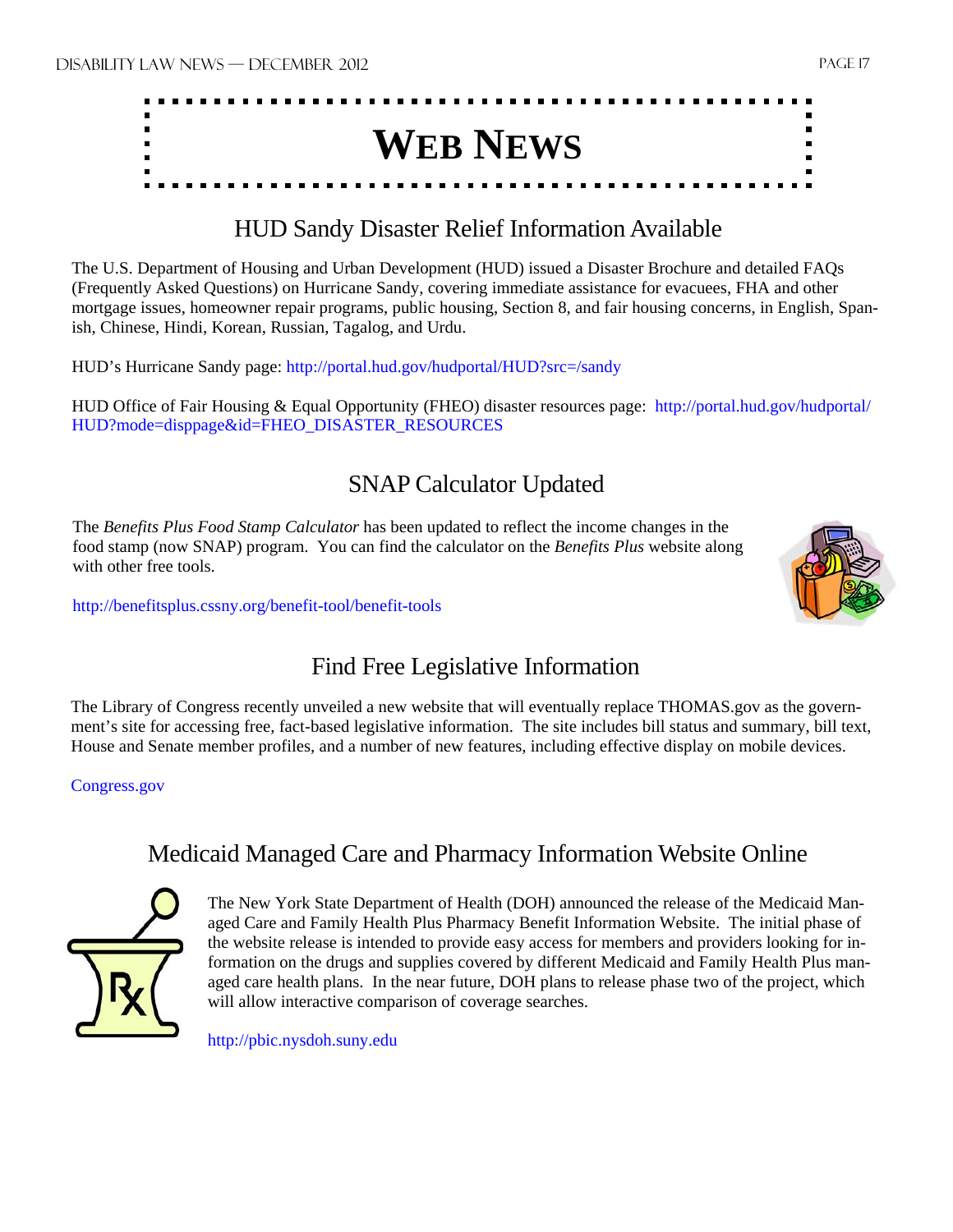# Web News

## HUD Sandy Disaster Relief Information Available

The U.S. Department of Housing and Urban Development (HUD) issued a Disaster Brochure and detailed FAQs (Frequently Asked Questions) on Hurricane Sandy, covering immediate assistance for evacuees, FHA and other mortgage issues, homeowner repair programs, public housing, Section 8, and fair housing concerns, in English, Spanish, Chinese, Hindi, Korean, Russian, Tagalog, and Urdu.

HUD's Hurricane Sandy page: http://portal.hud.gov/hudportal/HUD?src=/sandy

HUD Office of Fair Housing & Equal Opportunity (FHEO) disaster resources page: http://portal.hud.gov/hudportal/HUD?mode=disppage&id=FHEO_DISASTER_RESOURCES

## SNAP Calculator Updated

The *Benefits Plus Food Stamp Calculator* has been updated to reflect the income changes in the food stamp (now SNAP) program. You can find the calculator on the *Benefits Plus* website along with other free tools.

http://benefitsplus.cssny.org/benefit-tool/benefit-tools

## Find Free Legislative Information

The Library of Congress recently unveiled a new website that will eventually replace THOMAS.gov as the government's site for accessing free, fact-based legislative information. The site includes bill status and summary, bill text, House and Senate member profiles, and a number of new features, including effective display on mobile devices.

Congress.gov

## Medicaid Managed Care and Pharmacy Information Website Online

The New York State Department of Health (DOH) announced the release of the Medicaid Managed Care and Family Health Plus Pharmacy Benefit Information Website. The initial phase of the website release is intended to provide easy access for members and providers looking for information on the drugs and supplies covered by different Medicaid and Family Health Plus managed care health plans. In the near future, DOH plans to release phase two of the project, which will allow interactive comparison of coverage searches.

http://pbic.nysdoh.suny.edu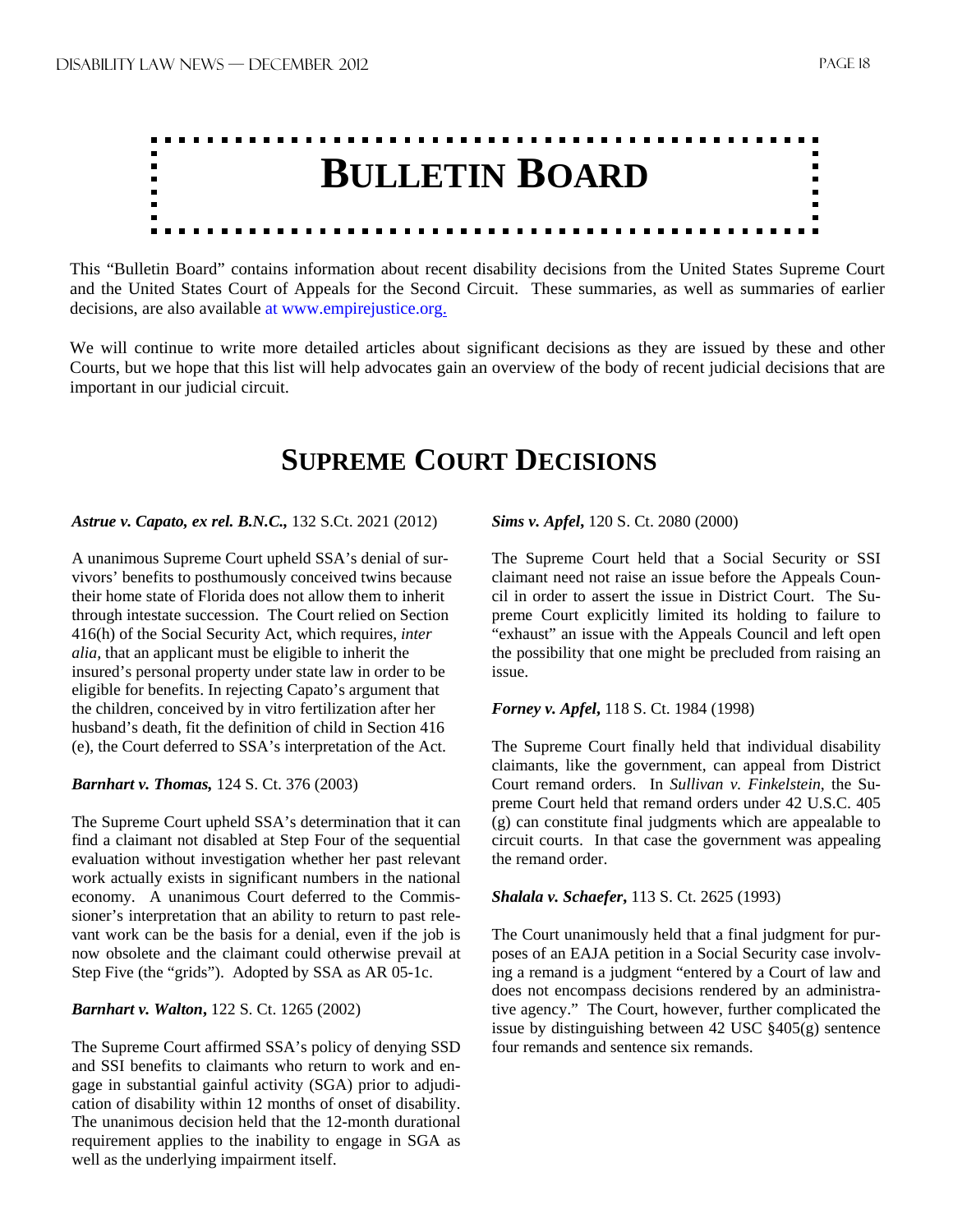# BULLETIN BOARD

This "Bulletin Board" contains information about recent disability decisions from the United States Supreme Court and the United States Court of Appeals for the Second Circuit. These summaries, as well as summaries of earlier decisions, are also available at www.empirejustice.org.

We will continue to write more detailed articles about significant decisions as they are issued by these and other Courts, but we hope that this list will help advocates gain an overview of the body of recent judicial decisions that are important in our judicial circuit.

## SUPREME COURT DECISIONS

***Astrue v. Capato, ex rel. B.N.C.,*** 132 S.Ct. 2021 (2012)

A unanimous Supreme Court upheld SSA's denial of survivors' benefits to posthumously conceived twins because their home state of Florida does not allow them to inherit through intestate succession. The Court relied on Section 416(h) of the Social Security Act, which requires, *inter alia*, that an applicant must be eligible to inherit the insured's personal property under state law in order to be eligible for benefits. In rejecting Capato's argument that the children, conceived by in vitro fertilization after her husband's death, fit the definition of child in Section 416 (e), the Court deferred to SSA's interpretation of the Act.

***Barnhart v. Thomas,*** 124 S. Ct. 376 (2003)

The Supreme Court upheld SSA's determination that it can find a claimant not disabled at Step Four of the sequential evaluation without investigation whether her past relevant work actually exists in significant numbers in the national economy. A unanimous Court deferred to the Commissioner's interpretation that an ability to return to past relevant work can be the basis for a denial, even if the job is now obsolete and the claimant could otherwise prevail at Step Five (the "grids"). Adopted by SSA as AR 05-1c.

***Barnhart v. Walton***, 122 S. Ct. 1265 (2002)

The Supreme Court affirmed SSA's policy of denying SSD and SSI benefits to claimants who return to work and engage in substantial gainful activity (SGA) prior to adjudication of disability within 12 months of onset of disability. The unanimous decision held that the 12-month durational requirement applies to the inability to engage in SGA as well as the underlying impairment itself.

***Sims v. Apfel***, 120 S. Ct. 2080 (2000)

The Supreme Court held that a Social Security or SSI claimant need not raise an issue before the Appeals Council in order to assert the issue in District Court. The Supreme Court explicitly limited its holding to failure to "exhaust" an issue with the Appeals Council and left open the possibility that one might be precluded from raising an issue.

***Forney v. Apfel***, 118 S. Ct. 1984 (1998)

The Supreme Court finally held that individual disability claimants, like the government, can appeal from District Court remand orders. In *Sullivan v. Finkelstein*, the Supreme Court held that remand orders under 42 U.S.C. 405 (g) can constitute final judgments which are appealable to circuit courts. In that case the government was appealing the remand order.

***Shalala v. Schaefer***, 113 S. Ct. 2625 (1993)

The Court unanimously held that a final judgment for purposes of an EAJA petition in a Social Security case involving a remand is a judgment "entered by a Court of law and does not encompass decisions rendered by an administrative agency." The Court, however, further complicated the issue by distinguishing between 42 USC §405(g) sentence four remands and sentence six remands.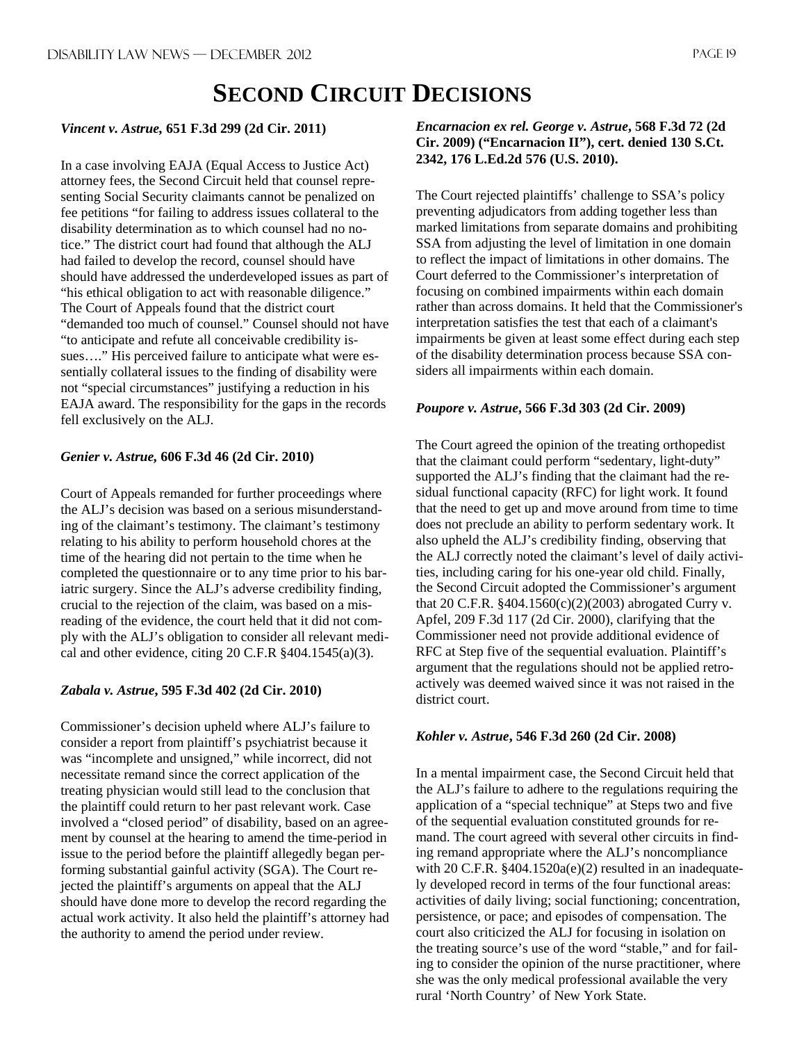# Second Circuit Decisions

***Vincent v. Astrue*, 651 F.3d 299 (2d Cir. 2011)**

In a case involving EAJA (Equal Access to Justice Act) attorney fees, the Second Circuit held that counsel representing Social Security claimants cannot be penalized on fee petitions "for failing to address issues collateral to the disability determination as to which counsel had no notice." The district court had found that although the ALJ had failed to develop the record, counsel should have should have addressed the underdeveloped issues as part of "his ethical obligation to act with reasonable diligence." The Court of Appeals found that the district court "demanded too much of counsel." Counsel should not have "to anticipate and refute all conceivable credibility issues…." His perceived failure to anticipate what were essentially collateral issues to the finding of disability were not "special circumstances" justifying a reduction in his EAJA award. The responsibility for the gaps in the records fell exclusively on the ALJ.

***Genier v. Astrue*, 606 F.3d 46 (2d Cir. 2010)**

Court of Appeals remanded for further proceedings where the ALJ's decision was based on a serious misunderstanding of the claimant's testimony. The claimant's testimony relating to his ability to perform household chores at the time of the hearing did not pertain to the time when he completed the questionnaire or to any time prior to his bariatric surgery. Since the ALJ's adverse credibility finding, crucial to the rejection of the claim, was based on a misreading of the evidence, the court held that it did not comply with the ALJ's obligation to consider all relevant medical and other evidence, citing 20 C.F.R §404.1545(a)(3).

***Zabala v. Astrue*, 595 F.3d 402 (2d Cir. 2010)**

Commissioner's decision upheld where ALJ's failure to consider a report from plaintiff's psychiatrist because it was "incomplete and unsigned," while incorrect, did not necessitate remand since the correct application of the treating physician would still lead to the conclusion that the plaintiff could return to her past relevant work. Case involved a "closed period" of disability, based on an agreement by counsel at the hearing to amend the time-period in issue to the period before the plaintiff allegedly began performing substantial gainful activity (SGA). The Court rejected the plaintiff's arguments on appeal that the ALJ should have done more to develop the record regarding the actual work activity. It also held the plaintiff's attorney had the authority to amend the period under review.

***Encarnacion ex rel. George v. Astrue*, 568 F.3d 72 (2d Cir. 2009) ("Encarnacion II"), cert. denied 130 S.Ct. 2342, 176 L.Ed.2d 576 (U.S. 2010).**

The Court rejected plaintiffs' challenge to SSA's policy preventing adjudicators from adding together less than marked limitations from separate domains and prohibiting SSA from adjusting the level of limitation in one domain to reflect the impact of limitations in other domains. The Court deferred to the Commissioner's interpretation of focusing on combined impairments within each domain rather than across domains. It held that the Commissioner's interpretation satisfies the test that each of a claimant's impairments be given at least some effect during each step of the disability determination process because SSA considers all impairments within each domain.

***Poupore v. Astrue*, 566 F.3d 303 (2d Cir. 2009)**

The Court agreed the opinion of the treating orthopedist that the claimant could perform "sedentary, light-duty" supported the ALJ's finding that the claimant had the residual functional capacity (RFC) for light work. It found that the need to get up and move around from time to time does not preclude an ability to perform sedentary work. It also upheld the ALJ's credibility finding, observing that the ALJ correctly noted the claimant's level of daily activities, including caring for his one-year old child. Finally, the Second Circuit adopted the Commissioner's argument that 20 C.F.R. §404.1560(c)(2)(2003) abrogated Curry v. Apfel, 209 F.3d 117 (2d Cir. 2000), clarifying that the Commissioner need not provide additional evidence of RFC at Step five of the sequential evaluation. Plaintiff's argument that the regulations should not be applied retroactively was deemed waived since it was not raised in the district court.

***Kohler v. Astrue*, 546 F.3d 260 (2d Cir. 2008)**

In a mental impairment case, the Second Circuit held that the ALJ's failure to adhere to the regulations requiring the application of a "special technique" at Steps two and five of the sequential evaluation constituted grounds for remand. The court agreed with several other circuits in finding remand appropriate where the ALJ's noncompliance with 20 C.F.R. §404.1520a(e)(2) resulted in an inadequately developed record in terms of the four functional areas: activities of daily living; social functioning; concentration, persistence, or pace; and episodes of compensation. The court also criticized the ALJ for focusing in isolation on the treating source's use of the word "stable," and for failing to consider the opinion of the nurse practitioner, where she was the only medical professional available the very rural 'North Country' of New York State.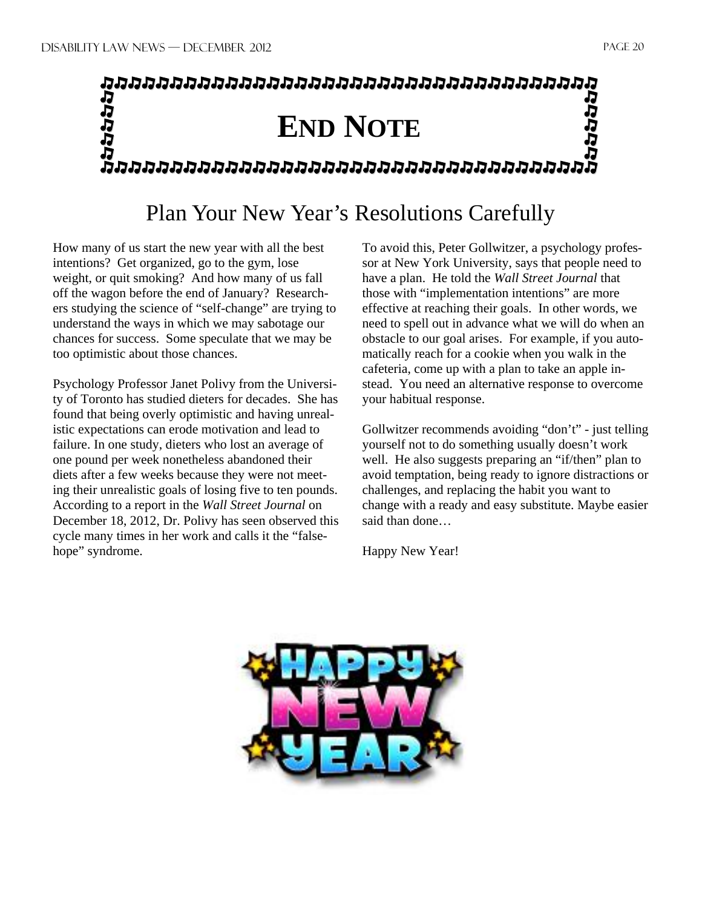# END NOTE

## Plan Your New Year's Resolutions Carefully

How many of us start the new year with all the best intentions? Get organized, go to the gym, lose weight, or quit smoking? And how many of us fall off the wagon before the end of January? Researchers studying the science of "self-change" are trying to understand the ways in which we may sabotage our chances for success. Some speculate that we may be too optimistic about those chances.

Psychology Professor Janet Polivy from the University of Toronto has studied dieters for decades. She has found that being overly optimistic and having unrealistic expectations can erode motivation and lead to failure. In one study, dieters who lost an average of one pound per week nonetheless abandoned their diets after a few weeks because they were not meeting their unrealistic goals of losing five to ten pounds. According to a report in the *Wall Street Journal* on December 18, 2012, Dr. Polivy has seen observed this cycle many times in her work and calls it the "false-hope" syndrome.

To avoid this, Peter Gollwitzer, a psychology professor at New York University, says that people need to have a plan. He told the *Wall Street Journal* that those with "implementation intentions" are more effective at reaching their goals. In other words, we need to spell out in advance what we will do when an obstacle to our goal arises. For example, if you automatically reach for a cookie when you walk in the cafeteria, come up with a plan to take an apple instead. You need an alternative response to overcome your habitual response.

Gollwitzer recommends avoiding "don't" - just telling yourself not to do something usually doesn't work well. He also suggests preparing an "if/then" plan to avoid temptation, being ready to ignore distractions or challenges, and replacing the habit you want to change with a ready and easy substitute. Maybe easier said than done…

Happy New Year!